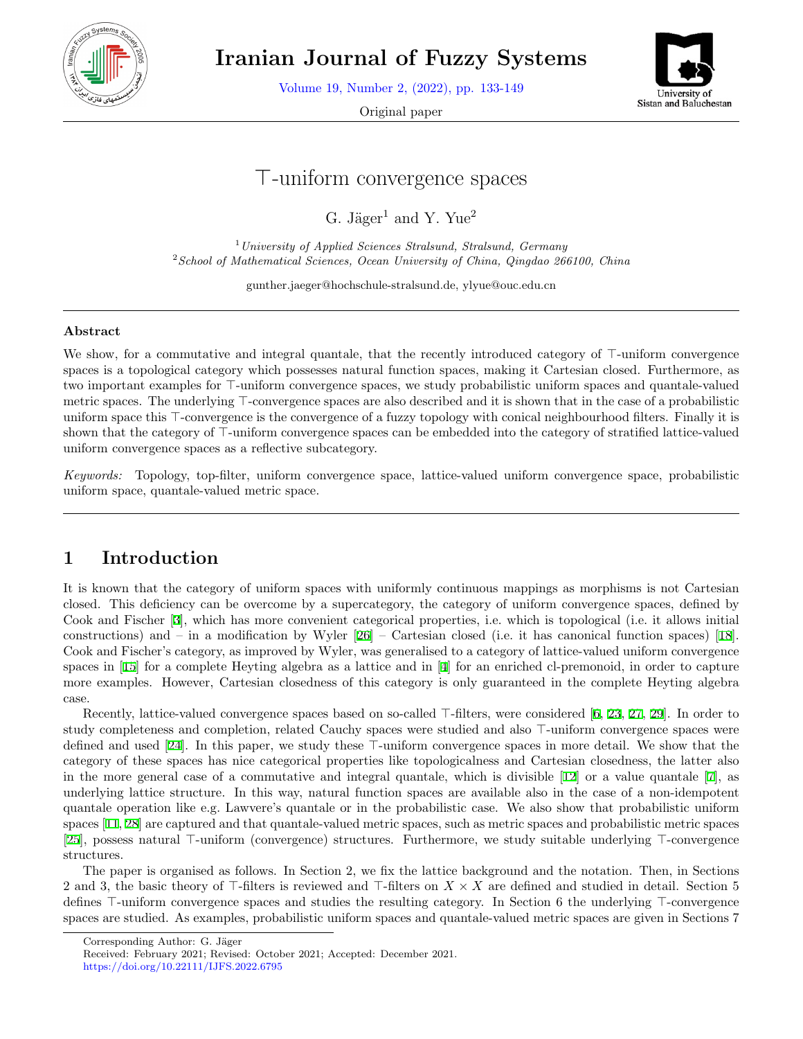# $\top$-uniform convergence spaces

G. Jäger[1] and Y. Yue[2]

[1] *University of Applied Sciences Stralsund, Stralsund, Germany*
[2] *School of Mathematical Sciences, Ocean University of China, Qingdao 266100, China*

gunther.jaeger@hochschule-stralsund.de, ylyue@ouc.edu.cn

---

**Abstract**

We show, for a commutative and integral quantale, that the recently introduced category of $\top$-uniform convergence spaces is a topological category which possesses natural function spaces, making it Cartesian closed. Furthermore, as two important examples for $\top$-uniform convergence spaces, we study probabilistic uniform spaces and quantale-valued metric spaces. The underlying $\top$-convergence spaces are also described and it is shown that in the case of a probabilistic uniform space this $\top$-convergence is the convergence of a fuzzy topology with conical neighbourhood filters. Finally it is shown that the category of $\top$-uniform convergence spaces can be embedded into the category of stratified lattice-valued uniform convergence spaces as a reflective subcategory.

*Keywords:* Topology, top-filter, uniform convergence space, lattice-valued uniform convergence space, probabilistic uniform space, quantale-valued metric space.

---

## 1 Introduction

It is known that the category of uniform spaces with uniformly continuous mappings as morphisms is not Cartesian closed. This deficiency can be overcome by a supercategory, the category of uniform convergence spaces, defined by Cook and Fischer [3], which has more convenient categorical properties, i.e. which is topological (i.e. it allows initial constructions) and – in a modification by Wyler [26] – Cartesian closed (i.e. it has canonical function spaces) [18]. Cook and Fischer's category, as improved by Wyler, was generalised to a category of lattice-valued uniform convergence spaces in [15] for a complete Heyting algebra as a lattice and in [4] for an enriched cl-premonoid, in order to capture more examples. However, Cartesian closedness of this category is only guaranteed in the complete Heyting algebra case.

Recently, lattice-valued convergence spaces based on so-called $\top$-filters, were considered [6, 23, 27, 29]. In order to study completeness and completion, related Cauchy spaces were studied and also $\top$-uniform convergence spaces were defined and used [24]. In this paper, we study these $\top$-uniform convergence spaces in more detail. We show that the category of these spaces has nice categorical properties like topologicalness and Cartesian closedness, the latter also in the more general case of a commutative and integral quantale, which is divisible [12] or a value quantale [7], as underlying lattice structure. In this way, natural function spaces are available also in the case of a non-idempotent quantale operation like e.g. Lawvere's quantale or in the probabilistic case. We also show that probabilistic uniform spaces [11, 28] are captured and that quantale-valued metric spaces, such as metric spaces and probabilistic metric spaces [25], possess natural $\top$-uniform (convergence) structures. Furthermore, we study suitable underlying $\top$-convergence structures.

The paper is organised as follows. In Section 2, we fix the lattice background and the notation. Then, in Sections 2 and 3, the basic theory of $\top$-filters is reviewed and $\top$-filters on $X \times X$ are defined and studied in detail. Section 5 defines $\top$-uniform convergence spaces and studies the resulting category. In Section 6 the underlying $\top$-convergence spaces are studied. As examples, probabilistic uniform spaces and quantale-valued metric spaces are given in Sections 7

---

Corresponding Author: G. Jäger
Received: February 2021; Revised: October 2021; Accepted: December 2021.
https://doi.org/10.22111/IJFS.2022.6795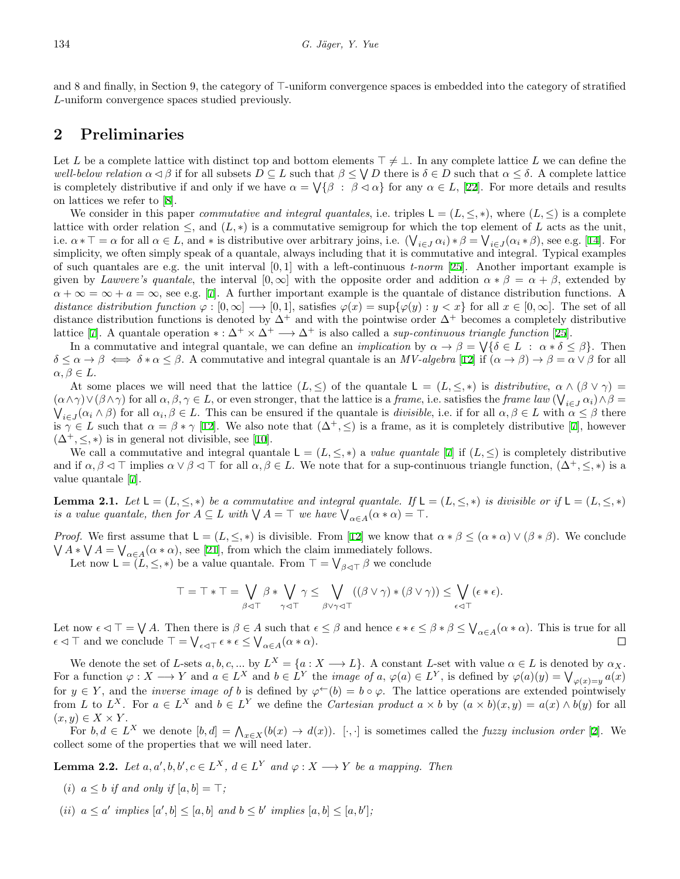and 8 and finally, in Section 9, the category of $\top$-uniform convergence spaces is embedded into the category of stratified $L$-uniform convergence spaces studied previously.

## 2 Preliminaries

Let $L$ be a complete lattice with distinct top and bottom elements $\top \neq \bot$. In any complete lattice $L$ we can define the *well-below relation* $\alpha \lhd \beta$ if for all subsets $D \subseteq L$ such that $\beta \leq \bigvee D$ there is $\delta \in D$ such that $\alpha \leq \delta$. A complete lattice is completely distributive if and only if we have $\alpha = \bigvee \{\beta \ : \ \beta \lhd \alpha\}$ for any $\alpha \in L$, [22]. For more details and results on lattices we refer to [8].

We consider in this paper *commutative and integral quantales*, i.e. triples $\mathsf{L} = (L, \leq, *)$, where $(L, \leq)$ is a complete lattice with order relation $\leq$, and $(L, *)$ is a commutative semigroup for which the top element of $L$ acts as the unit, i.e. $\alpha * \top = \alpha$ for all $\alpha \in L$, and $*$ is distributive over arbitrary joins, i.e. $(\bigvee_{i \in J} \alpha_i) * \beta = \bigvee_{i \in J} (\alpha_i * \beta)$, see e.g. [14]. For simplicity, we often simply speak of a quantale, always including that it is commutative and integral. Typical examples of such quantales are e.g. the unit interval $[0, 1]$ with a left-continuous *t-norm* [25]. Another important example is given by *Lawvere's quantale*, the interval $[0, \infty]$ with the opposite order and addition $\alpha * \beta = \alpha + \beta$, extended by $\alpha + \infty = \infty + a = \infty$, see e.g. [7]. A further important example is the quantale of distance distribution functions. A *distance distribution function* $\varphi : [0, \infty] \longrightarrow [0, 1]$, satisfies $\varphi(x) = \sup\{\varphi(y) : y < x\}$ for all $x \in [0, \infty]$. The set of all distance distribution functions is denoted by $\Delta^+$ and with the pointwise order $\Delta^+$ becomes a completely distributive lattice [7]. A quantale operation $* : \Delta^+ \times \Delta^+ \longrightarrow \Delta^+$ is also called a *sup-continuous triangle function* [25].

In a commutative and integral quantale, we can define an *implication* by $\alpha \rightarrow \beta = \bigvee \{\delta \in L \ : \ \alpha * \delta \leq \beta\}$. Then $\delta \leq \alpha \rightarrow \beta \iff \delta * \alpha \leq \beta$. A commutative and integral quantale is an *MV-algebra* [12] if $(\alpha \rightarrow \beta) \rightarrow \beta = \alpha \vee \beta$ for all $\alpha, \beta \in L$.

At some places we will need that the lattice $(L, \leq)$ of the quantale $\mathsf{L} = (L, \leq, *)$ is *distributive*, $\alpha \wedge (\beta \vee \gamma) = (\alpha \wedge \gamma) \vee (\beta \wedge \gamma)$ for all $\alpha, \beta, \gamma \in L$, or even stronger, that the lattice is a *frame*, i.e. satisfies the *frame law* $(\bigvee_{i \in J} \alpha_i) \wedge \beta = \bigvee_{i \in J} (\alpha_i \wedge \beta)$ for all $\alpha_i, \beta \in L$. This can be ensured if the quantale is *divisible*, i.e. if for all $\alpha, \beta \in L$ with $\alpha \leq \beta$ there is $\gamma \in L$ such that $\alpha = \beta * \gamma$ [12]. We also note that $(\Delta^+, \leq)$ is a frame, as it is completely distributive [7], however $(\Delta^+, \leq, *)$ is in general not divisible, see [10].

We call a commutative and integral quantale $\mathsf{L} = (L, \leq, *)$ a *value quantale* [7] if $(L, \leq)$ is completely distributive and if $\alpha, \beta \lhd \top$ implies $\alpha \vee \beta \lhd \top$ for all $\alpha, \beta \in L$. We note that for a sup-continuous triangle function, $(\Delta^+, \leq, *)$ is a value quantale [7].

**Lemma 2.1.** *Let $\mathsf{L} = (L, \leq, *)$ be a commutative and integral quantale. If $\mathsf{L} = (L, \leq, *)$ is divisible or if $\mathsf{L} = (L, \leq, *)$ is a value quantale, then for $A \subseteq L$ with $\bigvee A = \top$ we have $\bigvee_{\alpha \in A} (\alpha * \alpha) = \top$.*

*Proof.* We first assume that $\mathsf{L} = (L, \leq, *)$ is divisible. From [12] we know that $\alpha * \beta \leq (\alpha * \alpha) \vee (\beta * \beta)$. We conclude $\bigvee A * \bigvee A = \bigvee_{\alpha \in A} (\alpha * \alpha)$, see [21], from which the claim immediately follows.

Let now $\mathsf{L} = (L, \leq, *)$ be a value quantale. From $\top = \bigvee_{\beta \lhd \top} \beta$ we conclude

$$\top = \top * \top = \bigvee_{\beta \lhd \top} \beta * \bigvee_{\gamma \lhd \top} \gamma \leq \bigvee_{\beta \vee \gamma \lhd \top} ((\beta \vee \gamma) * (\beta \vee \gamma)) \leq \bigvee_{\epsilon \lhd \top} (\epsilon * \epsilon).$$

Let now $\epsilon \lhd \top = \bigvee A$. Then there is $\beta \in A$ such that $\epsilon \leq \beta$ and hence $\epsilon * \epsilon \leq \beta * \beta \leq \bigvee_{\alpha \in A} (\alpha * \alpha)$. This is true for all $\epsilon \lhd \top$ and we conclude $\top = \bigvee_{\epsilon \lhd \top} \epsilon * \epsilon \leq \bigvee_{\alpha \in A} (\alpha * \alpha)$. $\square$

We denote the set of $L$-sets $a, b, c, \ldots$ by $L^X = \{a : X \longrightarrow L\}$. A constant $L$-set with value $\alpha \in L$ is denoted by $\alpha_X$. For a function $\varphi : X \longrightarrow Y$ and $a \in L^X$ and $b \in L^Y$ the *image of* $a$, $\varphi(a) \in L^Y$, is defined by $\varphi(a)(y) = \bigvee_{\varphi(x) = y} a(x)$ for $y \in Y$, and the *inverse image of* $b$ is defined by $\varphi^{\leftarrow}(b) = b \circ \varphi$. The lattice operations are extended pointwisely from $L$ to $L^X$. For $a \in L^X$ and $b \in L^Y$ we define the *Cartesian product* $a \times b$ by $(a \times b)(x, y) = a(x) \wedge b(y)$ for all $(x, y) \in X \times Y$.

For $b, d \in L^X$ we denote $[b, d] = \bigwedge_{x \in X} (b(x) \rightarrow d(x))$. $[\cdot, \cdot]$ is sometimes called the *fuzzy inclusion order* [2]. We collect some of the properties that we will need later.

**Lemma 2.2.** *Let $a, a', b, b', c \in L^X$, $d \in L^Y$ and $\varphi : X \longrightarrow Y$ be a mapping. Then*

*(i) $a \leq b$ if and only if $[a, b] = \top$;*

*(ii) $a \leq a'$ implies $[a', b] \leq [a, b]$ and $b \leq b'$ implies $[a, b] \leq [a, b']$;*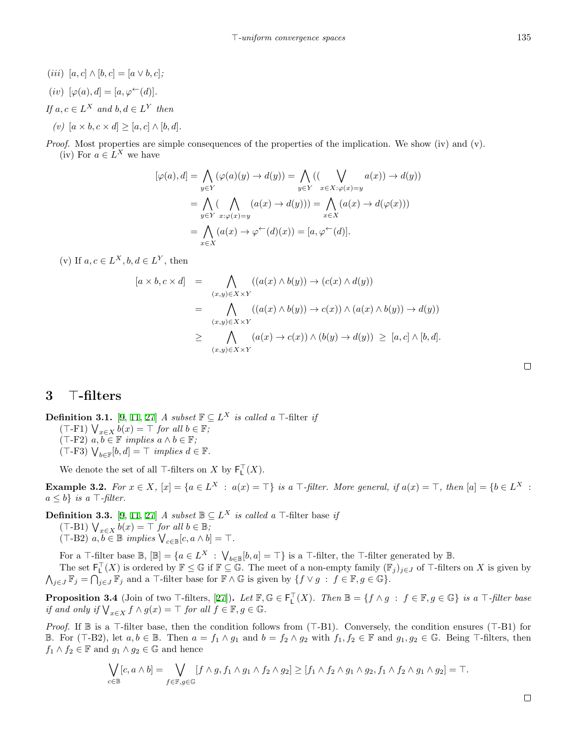*(iii)* $[a, c] \wedge [b, c] = [a \vee b, c]$;

*(iv)* $[\varphi(a), d] = [a, \varphi^{\leftarrow}(d)]$.

*If* $a, c \in L^X$ *and* $b, d \in L^Y$ *then*

*(v)* $[a \times b, c \times d] \geq [a, c] \wedge [b, d]$.

*Proof.* Most properties are simple consequences of the properties of the implication. We show (iv) and (v).

(iv) For $a \in L^X$ we have

$$
\begin{aligned}
[\varphi(a), d] &= \bigwedge_{y \in Y} (\varphi(a)(y) \to d(y)) = \bigwedge_{y \in Y} ((\bigvee_{x \in X : \varphi(x) = y} a(x)) \to d(y)) \\
&= \bigwedge_{y \in Y} (\bigwedge_{x : \varphi(x) = y} (a(x) \to d(y))) = \bigwedge_{x \in X} (a(x) \to d(\varphi(x))) \\
&= \bigwedge_{x \in X} (a(x) \to \varphi^{\leftarrow}(d)(x)) = [a, \varphi^{\leftarrow}(d)].
\end{aligned}
$$

(v) If $a, c \in L^X, b, d \in L^Y$, then

$$
\begin{aligned}
[a \times b, c \times d] &= \bigwedge_{(x,y) \in X \times Y} ((a(x) \wedge b(y)) \to (c(x) \wedge d(y)) \\
&= \bigwedge_{(x,y) \in X \times Y} ((a(x) \wedge b(y)) \to c(x)) \wedge (a(x) \wedge b(y)) \to d(y)) \\
&\geq \bigwedge_{(x,y) \in X \times Y} (a(x) \to c(x)) \wedge (b(y) \to d(y)) \ \geq \ [a, c] \wedge [b, d].
\end{aligned}
$$

□

# 3 $\top$-filters

**Definition 3.1.** [9, 11, 27] *A subset* $\mathbb{F} \subseteq L^X$ *is called a* $\top$-filter *if*

($\top$-F1) $\bigvee_{x \in X} b(x) = \top$ *for all* $b \in \mathbb{F}$;

($\top$-F2) $a, b \in \mathbb{F}$ *implies* $a \wedge b \in \mathbb{F}$;

($\top$-F3) $\bigvee_{b \in \mathbb{F}} [b, d] = \top$ *implies* $d \in \mathbb{F}$.

We denote the set of all $\top$-filters on $X$ by $\mathsf{F}_{\mathsf{L}}^{\top}(X)$.

**Example 3.2.** *For* $x \in X$, $[x] = \{a \in L^X : a(x) = \top\}$ *is a* $\top$*-filter. More general, if* $a(x) = \top$*, then* $[a] = \{b \in L^X : a \leq b\}$ *is a* $\top$*-filter.*

**Definition 3.3.** [9, 11, 27] *A subset* $\mathbb{B} \subseteq L^X$ *is called a* $\top$-filter base *if*

($\top$-B1) $\bigvee_{x \in X} b(x) = \top$ *for all* $b \in \mathbb{B}$;

($\top$-B2) $a, b \in \mathbb{B}$ *implies* $\bigvee_{c \in \mathbb{B}} [c, a \wedge b] = \top$.

For a $\top$-filter base $\mathbb{B}$, $[\mathbb{B}] = \{a \in L^X : \bigvee_{b \in \mathbb{B}} [b, a] = \top\}$ is a $\top$-filter, the $\top$-filter generated by $\mathbb{B}$.

The set $\mathsf{F}_{\mathsf{L}}^{\top}(X)$ is ordered by $\mathbb{F} \leq \mathbb{G}$ if $\mathbb{F} \subseteq \mathbb{G}$. The meet of a non-empty family $(\mathbb{F}_j)_{j \in J}$ of $\top$-filters on $X$ is given by $\bigwedge_{j \in J} \mathbb{F}_j = \bigcap_{j \in J} \mathbb{F}_j$ and a $\top$-filter base for $\mathbb{F} \wedge \mathbb{G}$ is given by $\{f \vee g : f \in \mathbb{F}, g \in \mathbb{G}\}$.

**Proposition 3.4** (Join of two $\top$-filters, [27])**.** *Let* $\mathbb{F}, \mathbb{G} \in \mathsf{F}_{\mathsf{L}}^{\top}(X)$*. Then* $\mathbb{B} = \{f \wedge g : f \in \mathbb{F}, g \in \mathbb{G}\}$ *is a* $\top$*-filter base if and only if* $\bigvee_{x \in X} f \wedge g(x) = \top$ *for all* $f \in \mathbb{F}, g \in \mathbb{G}$.

*Proof.* If $\mathbb{B}$ is a $\top$-filter base, then the condition follows from ($\top$-B1). Conversely, the condition ensures ($\top$-B1) for $\mathbb{B}$. For ($\top$-B2), let $a, b \in \mathbb{B}$. Then $a = f_1 \wedge g_1$ and $b = f_2 \wedge g_2$ with $f_1, f_2 \in \mathbb{F}$ and $g_1, g_2 \in \mathbb{G}$. Being $\top$-filters, then $f_1 \wedge f_2 \in \mathbb{F}$ and $g_1 \wedge g_2 \in \mathbb{G}$ and hence

$$
\bigvee_{c \in \mathbb{B}} [c, a \wedge b] = \bigvee_{f \in \mathbb{F}, g \in \mathbb{G}} [f \wedge g, f_1 \wedge g_1 \wedge f_2 \wedge g_2] \geq [f_1 \wedge f_2 \wedge g_1 \wedge g_2, f_1 \wedge f_2 \wedge g_1 \wedge g_2] = \top.
$$

□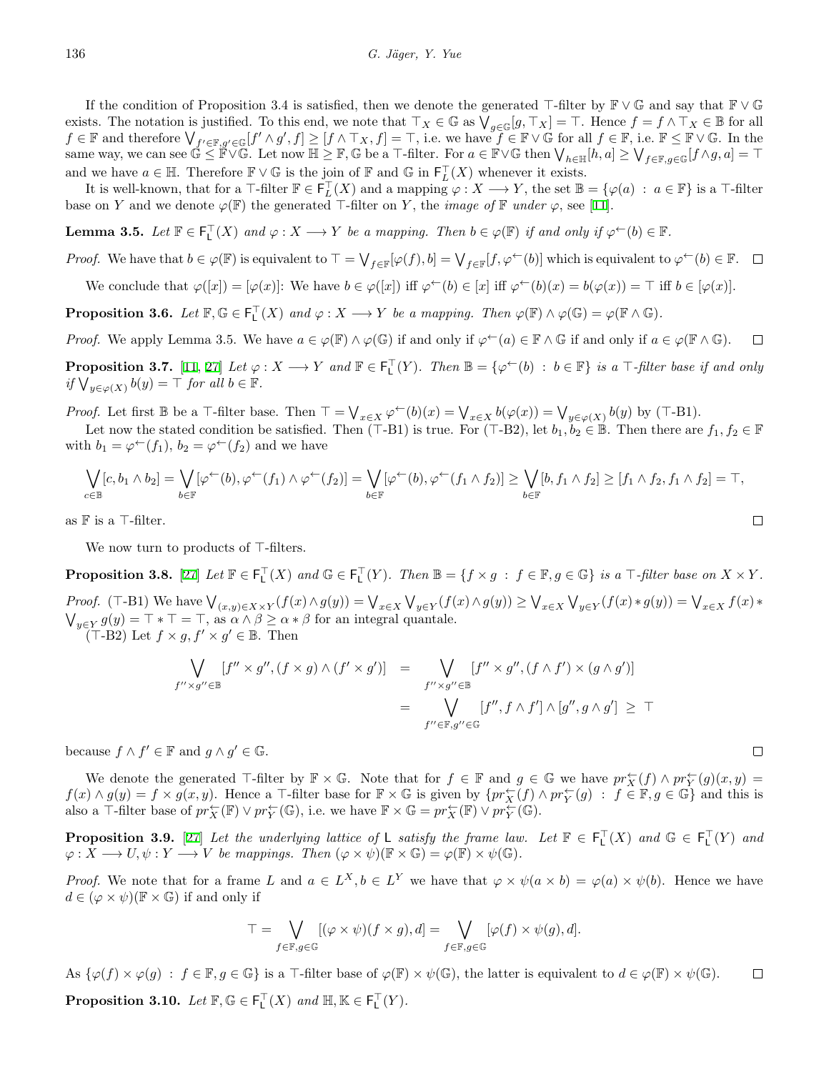If the condition of Proposition 3.4 is satisfied, then we denote the generated $\top$-filter by $\mathbb{F} \vee \mathbb{G}$ and say that $\mathbb{F} \vee \mathbb{G}$ exists. The notation is justified. To this end, we note that $\top_X \in \mathbb{G}$ as $\bigvee_{g \in \mathbb{G}} [g, \top_X] = \top$. Hence $f = f \wedge \top_X \in \mathbb{B}$ for all $f \in \mathbb{F}$ and therefore $\bigvee_{f' \in \mathbb{F}, g' \in \mathbb{G}} [f' \wedge g', f] \geq [f \wedge \top_X, f] = \top$, i.e. we have $f \in \mathbb{F} \vee \mathbb{G}$ for all $f \in \mathbb{F}$, i.e. $\mathbb{F} \leq \mathbb{F} \vee \mathbb{G}$. In the same way, we can see $\mathbb{G} \leq \mathbb{F} \vee \mathbb{G}$. Let now $\mathbb{H} \geq \mathbb{F}, \mathbb{G}$ be a $\top$-filter. For $a \in \mathbb{F} \vee \mathbb{G}$ then $\bigvee_{h \in \mathbb{H}} [h, a] \geq \bigvee_{f \in \mathbb{F}, g \in \mathbb{G}} [f \wedge g, a] = \top$ and we have $a \in \mathbb{H}$. Therefore $\mathbb{F} \vee \mathbb{G}$ is the join of $\mathbb{F}$ and $\mathbb{G}$ in $\mathsf{F}_L^\top(X)$ whenever it exists.

It is well-known, that for a $\top$-filter $\mathbb{F} \in \mathsf{F}_L^\top(X)$ and a mapping $\varphi : X \longrightarrow Y$, the set $\mathbb{B} = \{\varphi(a) \; : \; a \in \mathbb{F}\}$ is a $\top$-filter base on $Y$ and we denote $\varphi(\mathbb{F})$ the generated $\top$-filter on $Y$, the *image of* $\mathbb{F}$ *under* $\varphi$, see [11].

**Lemma 3.5.** *Let $\mathbb{F} \in \mathsf{F}_\mathsf{L}^\top(X)$ and $\varphi : X \longrightarrow Y$ be a mapping. Then $b \in \varphi(\mathbb{F})$ if and only if $\varphi^\leftarrow(b) \in \mathbb{F}$.*

*Proof.* We have that $b \in \varphi(\mathbb{F})$ is equivalent to $\top = \bigvee_{f \in \mathbb{F}} [\varphi(f), b] = \bigvee_{f \in \mathbb{F}} [f, \varphi^\leftarrow(b)]$ which is equivalent to $\varphi^\leftarrow(b) \in \mathbb{F}$. $\square$

We conclude that $\varphi([x]) = [\varphi(x)]$: We have $b \in \varphi([x])$ iff $\varphi^\leftarrow(b) \in [x]$ iff $\varphi^\leftarrow(b)(x) = b(\varphi(x)) = \top$ iff $b \in [\varphi(x)]$.

**Proposition 3.6.** *Let $\mathbb{F}, \mathbb{G} \in \mathsf{F}_\mathsf{L}^\top(X)$ and $\varphi : X \longrightarrow Y$ be a mapping. Then $\varphi(\mathbb{F}) \wedge \varphi(\mathbb{G}) = \varphi(\mathbb{F} \wedge \mathbb{G})$.*

*Proof.* We apply Lemma 3.5. We have $a \in \varphi(\mathbb{F}) \wedge \varphi(\mathbb{G})$ if and only if $\varphi^\leftarrow(a) \in \mathbb{F} \wedge \mathbb{G}$ if and only if $a \in \varphi(\mathbb{F} \wedge \mathbb{G})$. $\square$

**Proposition 3.7.** [11, 27] *Let $\varphi : X \longrightarrow Y$ and $\mathbb{F} \in \mathsf{F}_\mathsf{L}^\top(Y)$. Then $\mathbb{B} = \{\varphi^\leftarrow(b) \; : \; b \in \mathbb{F}\}$ is a $\top$-filter base if and only if $\bigvee_{y \in \varphi(X)} b(y) = \top$ for all $b \in \mathbb{F}$.*

*Proof.* Let first $\mathbb{B}$ be a $\top$-filter base. Then $\top = \bigvee_{x \in X} \varphi^\leftarrow(b)(x) = \bigvee_{x \in X} b(\varphi(x)) = \bigvee_{y \in \varphi(X)} b(y)$ by ($\top$-B1).

Let now the stated condition be satisfied. Then ($\top$-B1) is true. For ($\top$-B2), let $b_1, b_2 \in \mathbb{B}$. Then there are $f_1, f_2 \in \mathbb{F}$ with $b_1 = \varphi^\leftarrow(f_1)$, $b_2 = \varphi^\leftarrow(f_2)$ and we have

$$\bigvee_{c \in \mathbb{B}} [c, b_1 \wedge b_2] = \bigvee_{b \in \mathbb{F}} [\varphi^\leftarrow(b), \varphi^\leftarrow(f_1) \wedge \varphi^\leftarrow(f_2)] = \bigvee_{b \in \mathbb{F}} [\varphi^\leftarrow(b), \varphi^\leftarrow(f_1 \wedge f_2)] \geq \bigvee_{b \in \mathbb{F}} [b, f_1 \wedge f_2] \geq [f_1 \wedge f_2, f_1 \wedge f_2] = \top,$$

as $\mathbb{F}$ is a $\top$-filter. $\square$

We now turn to products of $\top$-filters.

**Proposition 3.8.** [27] *Let $\mathbb{F} \in \mathsf{F}_\mathsf{L}^\top(X)$ and $\mathbb{G} \in \mathsf{F}_\mathsf{L}^\top(Y)$. Then $\mathbb{B} = \{f \times g \; : \; f \in \mathbb{F}, g \in \mathbb{G}\}$ is a $\top$-filter base on $X \times Y$.*

*Proof.* ($\top$-B1) We have $\bigvee_{(x,y) \in X \times Y} (f(x) \wedge g(y)) = \bigvee_{x \in X} \bigvee_{y \in Y} (f(x) \wedge g(y)) \geq \bigvee_{x \in X} \bigvee_{y \in Y} (f(x) * g(y)) = \bigvee_{x \in X} f(x) * \bigvee_{y \in Y} g(y) = \top * \top = \top$, as $\alpha \wedge \beta \geq \alpha * \beta$ for an integral quantale.

($\top$-B2) Let $f \times g, f' \times g' \in \mathbb{B}$. Then

$$\begin{aligned}
\bigvee_{f'' \times g'' \in \mathbb{B}} [f'' \times g'', (f \times g) \wedge (f' \times g')] &= \bigvee_{f'' \times g'' \in \mathbb{B}} [f'' \times g'', (f \wedge f') \times (g \wedge g')] \\
&= \bigvee_{f'' \in \mathbb{F}, g'' \in \mathbb{G}} [f'', f \wedge f'] \wedge [g'', g \wedge g'] \;\geq\; \top
\end{aligned}$$

because $f \wedge f' \in \mathbb{F}$ and $g \wedge g' \in \mathbb{G}$. $\square$

We denote the generated $\top$-filter by $\mathbb{F} \times \mathbb{G}$. Note that for $f \in \mathbb{F}$ and $g \in \mathbb{G}$ we have $pr_X^\leftarrow(f) \wedge pr_Y^\leftarrow(g)(x,y) = f(x) \wedge g(y) = f \times g(x,y)$. Hence a $\top$-filter base for $\mathbb{F} \times \mathbb{G}$ is given by $\{pr_X^\leftarrow(f) \wedge pr_Y^\leftarrow(g) \; : \; f \in \mathbb{F}, g \in \mathbb{G}\}$ and this is also a $\top$-filter base of $pr_X^\leftarrow(\mathbb{F}) \vee pr_Y^\leftarrow(\mathbb{G})$, i.e. we have $\mathbb{F} \times \mathbb{G} = pr_X^\leftarrow(\mathbb{F}) \vee pr_Y^\leftarrow(\mathbb{G})$.

**Proposition 3.9.** [27] *Let the underlying lattice of $\mathsf{L}$ satisfy the frame law. Let $\mathbb{F} \in \mathsf{F}_\mathsf{L}^\top(X)$ and $\mathbb{G} \in \mathsf{F}_\mathsf{L}^\top(Y)$ and $\varphi : X \longrightarrow U, \psi : Y \longrightarrow V$ be mappings. Then $(\varphi \times \psi)(\mathbb{F} \times \mathbb{G}) = \varphi(\mathbb{F}) \times \psi(\mathbb{G})$.*

*Proof.* We note that for a frame $L$ and $a \in L^X, b \in L^Y$ we have that $\varphi \times \psi(a \times b) = \varphi(a) \times \psi(b)$. Hence we have $d \in (\varphi \times \psi)(\mathbb{F} \times \mathbb{G})$ if and only if

$$\top = \bigvee_{f \in \mathbb{F}, g \in \mathbb{G}} [(\varphi \times \psi)(f \times g), d] = \bigvee_{f \in \mathbb{F}, g \in \mathbb{G}} [\varphi(f) \times \psi(g), d].$$

As $\{\varphi(f) \times \varphi(g) \; : \; f \in \mathbb{F}, g \in \mathbb{G}\}$ is a $\top$-filter base of $\varphi(\mathbb{F}) \times \psi(\mathbb{G})$, the latter is equivalent to $d \in \varphi(\mathbb{F}) \times \psi(\mathbb{G})$. $\square$

**Proposition 3.10.** *Let $\mathbb{F}, \mathbb{G} \in \mathsf{F}_\mathsf{L}^\top(X)$ and $\mathbb{H}, \mathbb{K} \in \mathsf{F}_\mathsf{L}^\top(Y)$.*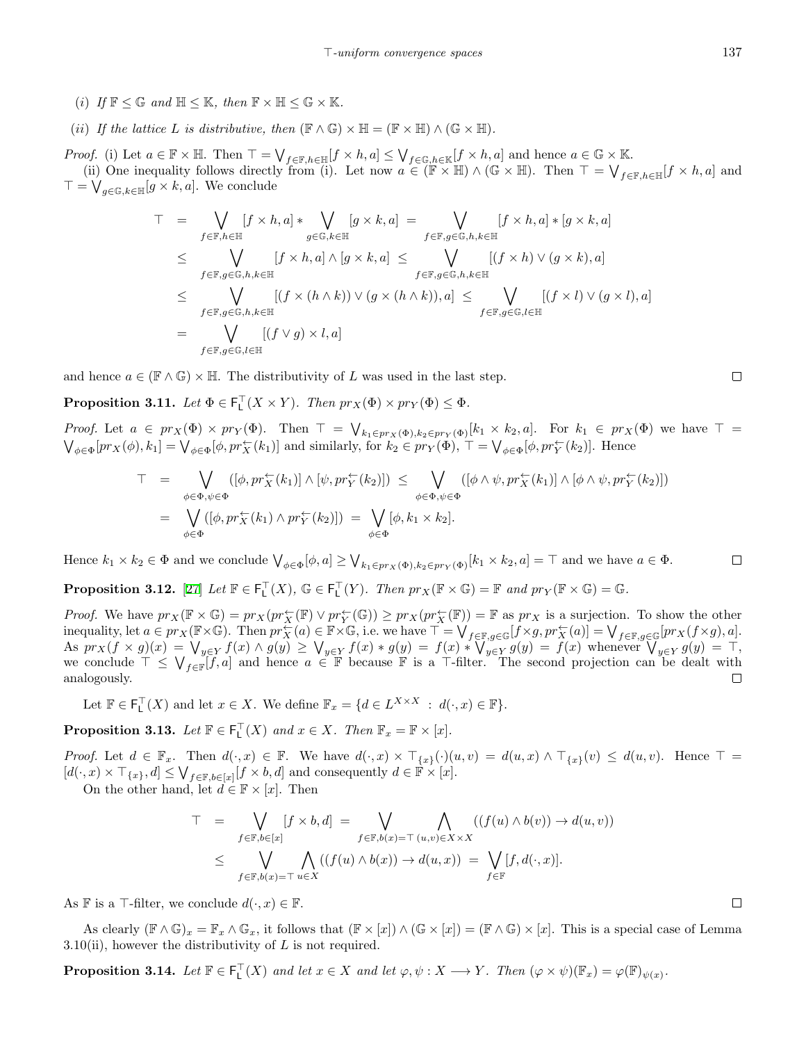(*i*) *If* $\mathbb{F} \leq \mathbb{G}$ *and* $\mathbb{H} \leq \mathbb{K}$*, then* $\mathbb{F} \times \mathbb{H} \leq \mathbb{G} \times \mathbb{K}$.

(*ii*) *If the lattice* $L$ *is distributive, then* $(\mathbb{F} \wedge \mathbb{G}) \times \mathbb{H} = (\mathbb{F} \times \mathbb{H}) \wedge (\mathbb{G} \times \mathbb{H})$.

*Proof.* (i) Let $a \in \mathbb{F} \times \mathbb{H}$. Then $\top = \bigvee_{f \in \mathbb{F}, h \in \mathbb{H}} [f \times h, a] \leq \bigvee_{f \in \mathbb{G}, h \in \mathbb{K}} [f \times h, a]$ and hence $a \in \mathbb{G} \times \mathbb{K}$.

(ii) One inequality follows directly from (i). Let now $a \in (\mathbb{F} \times \mathbb{H}) \wedge (\mathbb{G} \times \mathbb{H})$. Then $\top = \bigvee_{f \in \mathbb{F}, h \in \mathbb{H}} [f \times h, a]$ and $\top = \bigvee_{g \in \mathbb{G}, k \in \mathbb{H}} [g \times k, a]$. We conclude

$$
\begin{aligned}
\top &= \bigvee_{f \in \mathbb{F}, h \in \mathbb{H}} [f \times h, a] * \bigvee_{g \in \mathbb{G}, k \in \mathbb{H}} [g \times k, a] = \bigvee_{f \in \mathbb{F}, g \in \mathbb{G}, h, k \in \mathbb{H}} [f \times h, a] * [g \times k, a] \\
&\leq \bigvee_{f \in \mathbb{F}, g \in \mathbb{G}, h, k \in \mathbb{H}} [f \times h, a] \wedge [g \times k, a] \leq \bigvee_{f \in \mathbb{F}, g \in \mathbb{G}, h, k \in \mathbb{H}} [(f \times h) \vee (g \times k), a] \\
&\leq \bigvee_{f \in \mathbb{F}, g \in \mathbb{G}, h, k \in \mathbb{H}} [(f \times (h \wedge k)) \vee (g \times (h \wedge k)), a] \leq \bigvee_{f \in \mathbb{F}, g \in \mathbb{G}, l \in \mathbb{H}} [(f \times l) \vee (g \times l), a] \\
&= \bigvee_{f \in \mathbb{F}, g \in \mathbb{G}, l \in \mathbb{H}} [(f \vee g) \times l, a]
\end{aligned}
$$

and hence $a \in (\mathbb{F} \wedge \mathbb{G}) \times \mathbb{H}$. The distributivity of $L$ was used in the last step. $\square$

**Proposition 3.11.** *Let* $\Phi \in \mathsf{F}_\mathsf{L}^\top(X \times Y)$*. Then* $pr_X(\Phi) \times pr_Y(\Phi) \leq \Phi$.

*Proof.* Let $a \in pr_X(\Phi) \times pr_Y(\Phi)$. Then $\top = \bigvee_{k_1 \in pr_X(\Phi), k_2 \in pr_Y(\Phi)} [k_1 \times k_2, a]$. For $k_1 \in pr_X(\Phi)$ we have $\top = \bigvee_{\phi \in \Phi} [pr_X(\phi), k_1] = \bigvee_{\phi \in \Phi} [\phi, pr_X^{\leftarrow}(k_1)]$ and similarly, for $k_2 \in pr_Y(\Phi)$, $\top = \bigvee_{\phi \in \Phi} [\phi, pr_Y^{\leftarrow}(k_2)]$. Hence

$$
\begin{aligned}
\top &= \bigvee_{\phi \in \Phi, \psi \in \Phi} ([\phi, pr_X^{\leftarrow}(k_1)] \wedge [\psi, pr_Y^{\leftarrow}(k_2)]) \leq \bigvee_{\phi \in \Phi, \psi \in \Phi} ([\phi \wedge \psi, pr_X^{\leftarrow}(k_1)] \wedge [\phi \wedge \psi, pr_Y^{\leftarrow}(k_2)]) \\
&= \bigvee_{\phi \in \Phi} ([\phi, pr_X^{\leftarrow}(k_1) \wedge pr_Y^{\leftarrow}(k_2)]) = \bigvee_{\phi \in \Phi} [\phi, k_1 \times k_2].
\end{aligned}
$$

Hence $k_1 \times k_2 \in \Phi$ and we conclude $\bigvee_{\phi \in \Phi} [\phi, a] \geq \bigvee_{k_1 \in pr_X(\Phi), k_2 \in pr_Y(\Phi)} [k_1 \times k_2, a] = \top$ and we have $a \in \Phi$. $\square$

**Proposition 3.12.** [27] *Let* $\mathbb{F} \in \mathsf{F}_\mathsf{L}^\top(X)$, $\mathbb{G} \in \mathsf{F}_\mathsf{L}^\top(Y)$*. Then* $pr_X(\mathbb{F} \times \mathbb{G}) = \mathbb{F}$ *and* $pr_Y(\mathbb{F} \times \mathbb{G}) = \mathbb{G}$.

*Proof.* We have $pr_X(\mathbb{F} \times \mathbb{G}) = pr_X(pr_X^{\leftarrow}(\mathbb{F}) \vee pr_Y^{\leftarrow}(\mathbb{G})) \geq pr_X(pr_X^{\leftarrow}(\mathbb{F})) = \mathbb{F}$ as $pr_X$ is a surjection. To show the other inequality, let $a \in pr_X(\mathbb{F} \times \mathbb{G})$. Then $pr_X^{\leftarrow}(a) \in \mathbb{F} \times \mathbb{G}$, i.e. we have $\top = \bigvee_{f \in \mathbb{F}, g \in \mathbb{G}} [f \times g, pr_X^{\leftarrow}(a)] = \bigvee_{f \in \mathbb{F}, g \in \mathbb{G}} [pr_X(f \times g), a]$. As $pr_X(f \times g)(x) = \bigvee_{y \in Y} f(x) \wedge g(y) \geq \bigvee_{y \in Y} f(x) * g(y) = f(x) * \bigvee_{y \in Y} g(y) = f(x)$ whenever $\bigvee_{y \in Y} g(y) = \top$, we conclude $\top \leq \bigvee_{f \in \mathbb{F}} [f, a]$ and hence $a \in \mathbb{F}$ because $\mathbb{F}$ is a $\top$-filter. The second projection can be dealt with analogously. $\square$

Let $\mathbb{F} \in \mathsf{F}_\mathsf{L}^\top(X)$ and let $x \in X$. We define $\mathbb{F}_x = \{d \in L^{X \times X} : d(\cdot, x) \in \mathbb{F}\}$.

**Proposition 3.13.** *Let* $\mathbb{F} \in \mathsf{F}_\mathsf{L}^\top(X)$ *and* $x \in X$*. Then* $\mathbb{F}_x = \mathbb{F} \times [x]$.

*Proof.* Let $d \in \mathbb{F}_x$. Then $d(\cdot, x) \in \mathbb{F}$. We have $d(\cdot, x) \times \top_{\{x\}}(\cdot)(u, v) = d(u, x) \wedge \top_{\{x\}}(v) \leq d(u, v)$. Hence $\top = [d(\cdot, x) \times \top_{\{x\}}, d] \leq \bigvee_{f \in \mathbb{F}, b \in [x]} [f \times b, d]$ and consequently $d \in \mathbb{F} \times [x]$.

On the other hand, let $d \in \mathbb{F} \times [x]$. Then

$$
\begin{aligned}
\top &= \bigvee_{f \in \mathbb{F}, b \in [x]} [f \times b, d] = \bigvee_{f \in \mathbb{F}, b(x) = \top} \bigwedge_{(u,v) \in X \times X} ((f(u) \wedge b(v)) \to d(u, v)) \\
&\leq \bigvee_{f \in \mathbb{F}, b(x) = \top} \bigwedge_{u \in X} ((f(u) \wedge b(x)) \to d(u, x)) = \bigvee_{f \in \mathbb{F}} [f, d(\cdot, x)].
\end{aligned}
$$

As $\mathbb{F}$ is a $\top$-filter, we conclude $d(\cdot, x) \in \mathbb{F}$. $\square$

As clearly $(\mathbb{F} \wedge \mathbb{G})_x = \mathbb{F}_x \wedge \mathbb{G}_x$, it follows that $(\mathbb{F} \times [x]) \wedge (\mathbb{G} \times [x]) = (\mathbb{F} \wedge \mathbb{G}) \times [x]$. This is a special case of Lemma 3.10(ii), however the distributivity of $L$ is not required.

**Proposition 3.14.** *Let* $\mathbb{F} \in \mathsf{F}_\mathsf{L}^\top(X)$ *and let* $x \in X$ *and let* $\varphi, \psi : X \longrightarrow Y$*. Then* $(\varphi \times \psi)(\mathbb{F}_x) = \varphi(\mathbb{F})_{\psi(x)}$.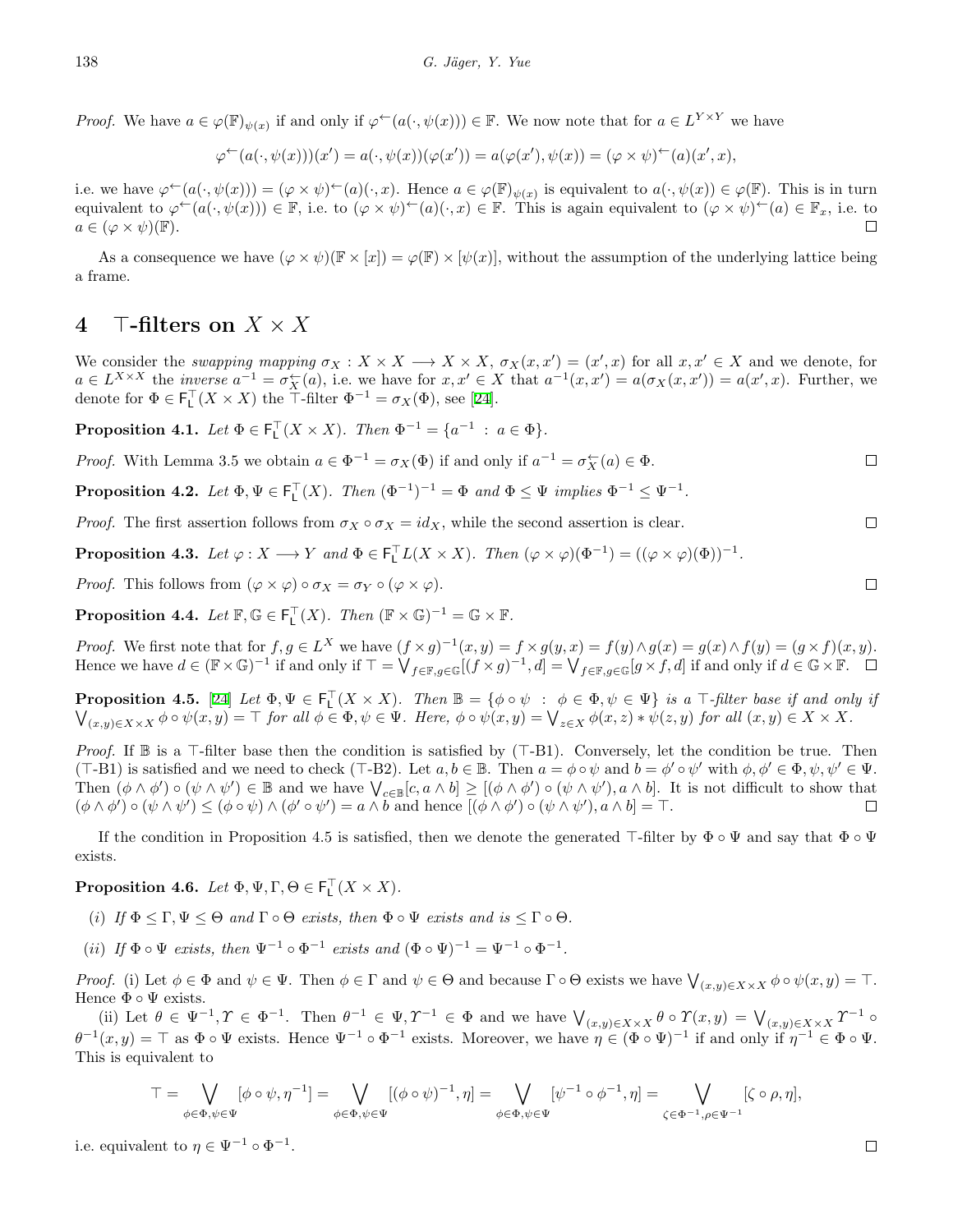*Proof.* We have $a \in \varphi(\mathbb{F})_{\psi(x)}$ if and only if $\varphi^{\leftarrow}(a(\cdot, \psi(x))) \in \mathbb{F}$. We now note that for $a \in L^{Y \times Y}$ we have

$$\varphi^{\leftarrow}(a(\cdot, \psi(x)))(x') = a(\cdot, \psi(x))(\varphi(x')) = a(\varphi(x'), \psi(x)) = (\varphi \times \psi)^{\leftarrow}(a)(x', x),$$

i.e. we have $\varphi^{\leftarrow}(a(\cdot, \psi(x))) = (\varphi \times \psi)^{\leftarrow}(a)(\cdot, x)$. Hence $a \in \varphi(\mathbb{F})_{\psi(x)}$ is equivalent to $a(\cdot, \psi(x)) \in \varphi(\mathbb{F})$. This is in turn equivalent to $\varphi^{\leftarrow}(a(\cdot, \psi(x))) \in \mathbb{F}$, i.e. to $(\varphi \times \psi)^{\leftarrow}(a)(\cdot, x) \in \mathbb{F}$. This is again equivalent to $(\varphi \times \psi)^{\leftarrow}(a) \in \mathbb{F}_x$, i.e. to $a \in (\varphi \times \psi)(\mathbb{F})$. □

As a consequence we have $(\varphi \times \psi)(\mathbb{F} \times [x]) = \varphi(\mathbb{F}) \times [\psi(x)]$, without the assumption of the underlying lattice being a frame.

# 4 $\top$-filters on $X \times X$

We consider the *swapping mapping* $\sigma_X : X \times X \longrightarrow X \times X$, $\sigma_X(x, x') = (x', x)$ for all $x, x' \in X$ and we denote, for $a \in L^{X \times X}$ the *inverse* $a^{-1} = \sigma_X^{\leftarrow}(a)$, i.e. we have for $x, x' \in X$ that $a^{-1}(x, x') = a(\sigma_X(x, x')) = a(x', x)$. Further, we denote for $\Phi \in \mathsf{F}_\mathsf{L}^\top(X \times X)$ the $\top$-filter $\Phi^{-1} = \sigma_X(\Phi)$, see [24].

**Proposition 4.1.** *Let $\Phi \in \mathsf{F}_\mathsf{L}^\top(X \times X)$. Then $\Phi^{-1} = \{a^{-1} : a \in \Phi\}$.*

*Proof.* With Lemma 3.5 we obtain $a \in \Phi^{-1} = \sigma_X(\Phi)$ if and only if $a^{-1} = \sigma_X^{\leftarrow}(a) \in \Phi$. □

**Proposition 4.2.** *Let $\Phi, \Psi \in \mathsf{F}_\mathsf{L}^\top(X)$. Then $(\Phi^{-1})^{-1} = \Phi$ and $\Phi \le \Psi$ implies $\Phi^{-1} \le \Psi^{-1}$.*

*Proof.* The first assertion follows from $\sigma_X \circ \sigma_X = id_X$, while the second assertion is clear. □

**Proposition 4.3.** *Let $\varphi : X \longrightarrow Y$ and $\Phi \in \mathsf{F}_\mathsf{L}^\top L(X \times X)$. Then $(\varphi \times \varphi)(\Phi^{-1}) = ((\varphi \times \varphi)(\Phi))^{-1}$.*

*Proof.* This follows from $(\varphi \times \varphi) \circ \sigma_X = \sigma_Y \circ (\varphi \times \varphi)$. □

**Proposition 4.4.** *Let $\mathbb{F}, \mathbb{G} \in \mathsf{F}_\mathsf{L}^\top(X)$. Then $(\mathbb{F} \times \mathbb{G})^{-1} = \mathbb{G} \times \mathbb{F}$.*

*Proof.* We first note that for $f, g \in L^X$ we have $(f \times g)^{-1}(x, y) = f \times g(y, x) = f(y) \wedge g(x) = g(x) \wedge f(y) = (g \times f)(x, y)$. Hence we have $d \in (\mathbb{F} \times \mathbb{G})^{-1}$ if and only if $\top = \bigvee_{f \in \mathbb{F}, g \in \mathbb{G}} [(f \times g)^{-1}, d] = \bigvee_{f \in \mathbb{F}, g \in \mathbb{G}} [g \times f, d]$ if and only if $d \in \mathbb{G} \times \mathbb{F}$. □

**Proposition 4.5.** [24] *Let $\Phi, \Psi \in \mathsf{F}_\mathsf{L}^\top(X \times X)$. Then $\mathbb{B} = \{\phi \circ \psi : \phi \in \Phi, \psi \in \Psi\}$ is a $\top$-filter base if and only if $\bigvee_{(x,y) \in X \times X} \phi \circ \psi(x, y) = \top$ for all $\phi \in \Phi, \psi \in \Psi$. Here, $\phi \circ \psi(x, y) = \bigvee_{z \in X} \phi(x, z) * \psi(z, y)$ for all $(x, y) \in X \times X$.*

*Proof.* If $\mathbb{B}$ is a $\top$-filter base then the condition is satisfied by ($\top$-B1). Conversely, let the condition be true. Then ($\top$-B1) is satisfied and we need to check ($\top$-B2). Let $a, b \in \mathbb{B}$. Then $a = \phi \circ \psi$ and $b = \phi' \circ \psi'$ with $\phi, \phi' \in \Phi, \psi, \psi' \in \Psi$. Then $(\phi \wedge \phi') \circ (\psi \wedge \psi') \in \mathbb{B}$ and we have $\bigvee_{c \in \mathbb{B}} [c, a \wedge b] \ge [(\phi \wedge \phi') \circ (\psi \wedge \psi'), a \wedge b]$. It is not difficult to show that $(\phi \wedge \phi') \circ (\psi \wedge \psi') \le (\phi \circ \psi) \wedge (\phi' \circ \psi') = a \wedge b$ and hence $[(\phi \wedge \phi') \circ (\psi \wedge \psi'), a \wedge b] = \top$. □

If the condition in Proposition 4.5 is satisfied, then we denote the generated $\top$-filter by $\Phi \circ \Psi$ and say that $\Phi \circ \Psi$ exists.

**Proposition 4.6.** *Let $\Phi, \Psi, \Gamma, \Theta \in \mathsf{F}_\mathsf{L}^\top(X \times X)$.*

*(i) If $\Phi \le \Gamma, \Psi \le \Theta$ and $\Gamma \circ \Theta$ exists, then $\Phi \circ \Psi$ exists and is $\le \Gamma \circ \Theta$.*

*(ii) If $\Phi \circ \Psi$ exists, then $\Psi^{-1} \circ \Phi^{-1}$ exists and $(\Phi \circ \Psi)^{-1} = \Psi^{-1} \circ \Phi^{-1}$.*

*Proof.* (i) Let $\phi \in \Phi$ and $\psi \in \Psi$. Then $\phi \in \Gamma$ and $\psi \in \Theta$ and because $\Gamma \circ \Theta$ exists we have $\bigvee_{(x,y) \in X \times X} \phi \circ \psi(x, y) = \top$. Hence $\Phi \circ \Psi$ exists.

(ii) Let $\theta \in \Psi^{-1}, \Upsilon \in \Phi^{-1}$. Then $\theta^{-1} \in \Psi, \Upsilon^{-1} \in \Phi$ and we have $\bigvee_{(x,y) \in X \times X} \theta \circ \Upsilon(x, y) = \bigvee_{(x,y) \in X \times X} \Upsilon^{-1} \circ \theta^{-1}(x, y) = \top$ as $\Phi \circ \Psi$ exists. Hence $\Psi^{-1} \circ \Phi^{-1}$ exists. Moreover, we have $\eta \in (\Phi \circ \Psi)^{-1}$ if and only if $\eta^{-1} \in \Phi \circ \Psi$. This is equivalent to

$$\top = \bigvee_{\phi \in \Phi, \psi \in \Psi} [\phi \circ \psi, \eta^{-1}] = \bigvee_{\phi \in \Phi, \psi \in \Psi} [(\phi \circ \psi)^{-1}, \eta] = \bigvee_{\phi \in \Phi, \psi \in \Psi} [\psi^{-1} \circ \phi^{-1}, \eta] = \bigvee_{\zeta \in \Phi^{-1}, \rho \in \Psi^{-1}} [\zeta \circ \rho, \eta],$$

i.e. equivalent to $\eta \in \Psi^{-1} \circ \Phi^{-1}$. □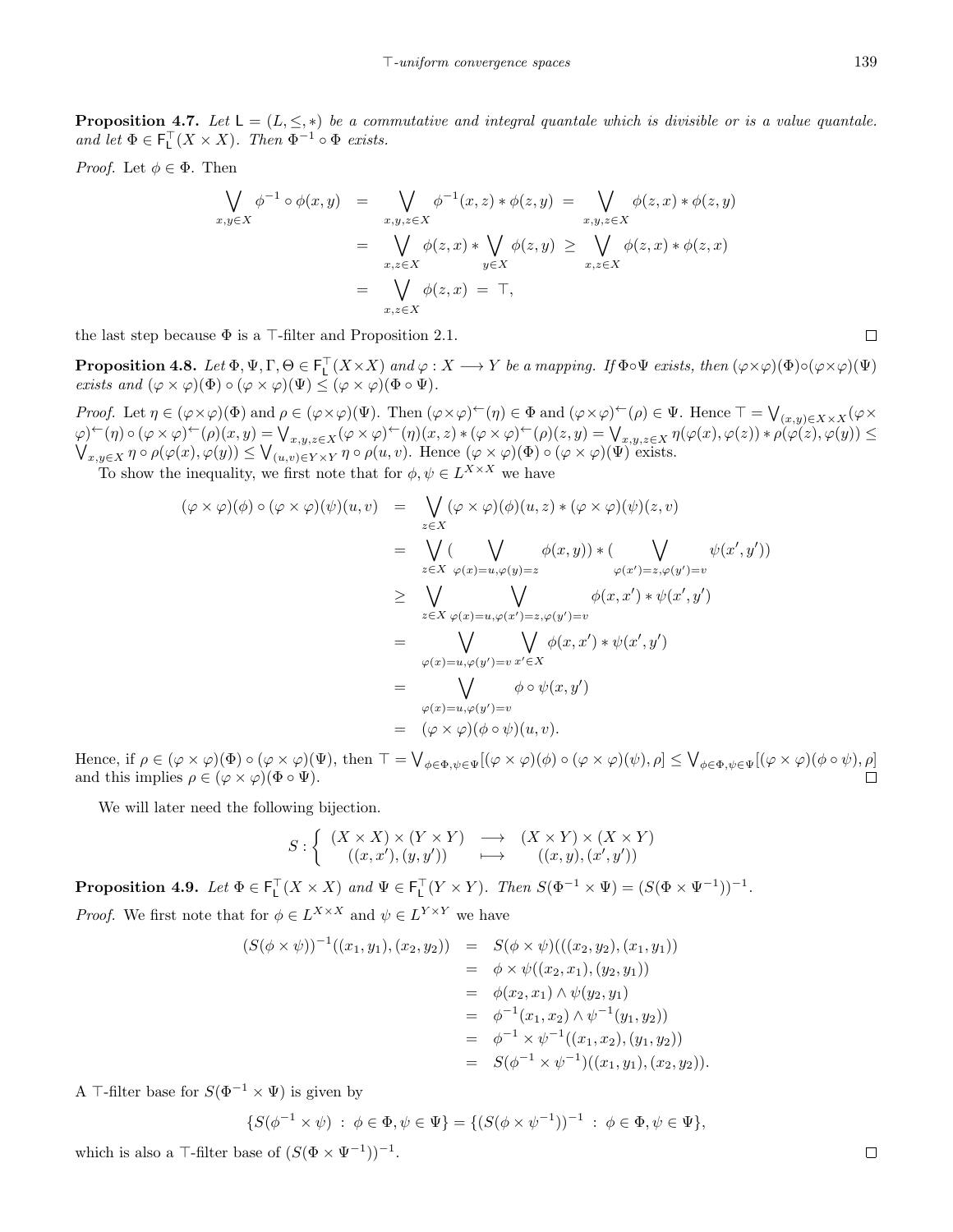**Proposition 4.7.** *Let $\mathsf{L} = (L, \leq, *)$ be a commutative and integral quantale which is divisible or is a value quantale. and let $\Phi \in \mathsf{F}^{\top}_{\mathsf{L}}(X \times X)$. Then $\Phi^{-1} \circ \Phi$ exists.*

*Proof.* Let $\phi \in \Phi$. Then

$$
\begin{aligned}
\bigvee_{x,y \in X} \phi^{-1} \circ \phi(x,y) &= \bigvee_{x,y,z \in X} \phi^{-1}(x,z) * \phi(z,y) = \bigvee_{x,y,z \in X} \phi(z,x) * \phi(z,y) \\
&= \bigvee_{x,z \in X} \phi(z,x) * \bigvee_{y \in X} \phi(z,y) \geq \bigvee_{x,z \in X} \phi(z,x) * \phi(z,x) \\
&= \bigvee_{x,z \in X} \phi(z,x) = \top,
\end{aligned}
$$

the last step because $\Phi$ is a $\top$-filter and Proposition 2.1. $\square$

**Proposition 4.8.** *Let $\Phi, \Psi, \Gamma, \Theta \in \mathsf{F}^{\top}_{\mathsf{L}}(X \times X)$ and $\varphi : X \longrightarrow Y$ be a mapping. If $\Phi \circ \Psi$ exists, then $(\varphi \times \varphi)(\Phi) \circ (\varphi \times \varphi)(\Psi)$ exists and $(\varphi \times \varphi)(\Phi) \circ (\varphi \times \varphi)(\Psi) \leq (\varphi \times \varphi)(\Phi \circ \Psi)$.*

*Proof.* Let $\eta \in (\varphi \times \varphi)(\Phi)$ and $\rho \in (\varphi \times \varphi)(\Psi)$. Then $(\varphi \times \varphi)^{\leftarrow}(\eta) \in \Phi$ and $(\varphi \times \varphi)^{\leftarrow}(\rho) \in \Psi$. Hence $\top = \bigvee_{(x,y) \in X \times X} (\varphi \times \varphi)^{\leftarrow}(\eta) \circ (\varphi \times \varphi)^{\leftarrow}(\rho)(x,y) = \bigvee_{x,y,z \in X} (\varphi \times \varphi)^{\leftarrow}(\eta)(x,z) * (\varphi \times \varphi)^{\leftarrow}(\rho)(z,y) = \bigvee_{x,y,z \in X} \eta(\varphi(x), \varphi(z)) * \rho(\varphi(z), \varphi(y)) \leq \bigvee_{x,y \in X} \eta \circ \rho(\varphi(x), \varphi(y)) \leq \bigvee_{(u,v) \in Y \times Y} \eta \circ \rho(u,v)$. Hence $(\varphi \times \varphi)(\Phi) \circ (\varphi \times \varphi)(\Psi)$ exists.

To show the inequality, we first note that for $\phi, \psi \in L^{X \times X}$ we have

$$
\begin{aligned}
(\varphi \times \varphi)(\phi) \circ (\varphi \times \varphi)(\psi)(u,v) &= \bigvee_{z \in X} (\varphi \times \varphi)(\phi)(u,z) * (\varphi \times \varphi)(\psi)(z,v) \\
&= \bigvee_{z \in X} \Big( \bigvee_{\varphi(x)=u, \varphi(y)=z} \phi(x,y) \Big) * \Big( \bigvee_{\varphi(x')=z, \varphi(y')=v} \psi(x',y') \Big) \\
&\geq \bigvee_{z \in X} \bigvee_{\varphi(x)=u, \varphi(x')=z, \varphi(y')=v} \phi(x,x') * \psi(x',y') \\
&= \bigvee_{\varphi(x)=u, \varphi(y')=v} \bigvee_{x' \in X} \phi(x,x') * \psi(x',y') \\
&= \bigvee_{\varphi(x)=u, \varphi(y')=v} \phi \circ \psi(x,y') \\
&= (\varphi \times \varphi)(\phi \circ \psi)(u,v).
\end{aligned}
$$

Hence, if $\rho \in (\varphi \times \varphi)(\Phi) \circ (\varphi \times \varphi)(\Psi)$, then $\top = \bigvee_{\phi \in \Phi, \psi \in \Psi} [(\varphi \times \varphi)(\phi) \circ (\varphi \times \varphi)(\psi), \rho] \leq \bigvee_{\phi \in \Phi, \psi \in \Psi} [(\varphi \times \varphi)(\phi \circ \psi), \rho]$ and this implies $\rho \in (\varphi \times \varphi)(\Phi \circ \Psi)$. $\square$

We will later need the following bijection.

$$
S : \left\{ \begin{array}{ccc} (X \times X) \times (Y \times Y) & \longrightarrow & (X \times Y) \times (X \times Y) \\ ((x,x'),(y,y')) & \longmapsto & ((x,y),(x',y')) \end{array} \right.
$$

**Proposition 4.9.** *Let $\Phi \in \mathsf{F}^{\top}_{\mathsf{L}}(X \times X)$ and $\Psi \in \mathsf{F}^{\top}_{\mathsf{L}}(Y \times Y)$. Then $S(\Phi^{-1} \times \Psi) = (S(\Phi \times \Psi^{-1}))^{-1}$.*

*Proof.* We first note that for $\phi \in L^{X \times X}$ and $\psi \in L^{Y \times Y}$ we have

$$
\begin{aligned}
(S(\phi \times \psi))^{-1}((x_1,y_1),(x_2,y_2)) &= S(\phi \times \psi)(((x_2,y_2),(x_1,y_1)) \\
&= \phi \times \psi((x_2,x_1),(y_2,y_1)) \\
&= \phi(x_2,x_1) \wedge \psi(y_2,y_1) \\
&= \phi^{-1}(x_1,x_2) \wedge \psi^{-1}(y_1,y_2)) \\
&= \phi^{-1} \times \psi^{-1}((x_1,x_2),(y_1,y_2)) \\
&= S(\phi^{-1} \times \psi^{-1})((x_1,y_1),(x_2,y_2)).
\end{aligned}
$$

A $\top$-filter base for $S(\Phi^{-1} \times \Psi)$ is given by

$$
\{S(\phi^{-1} \times \psi) \,:\, \phi \in \Phi, \psi \in \Psi\} = \{(S(\phi \times \psi^{-1}))^{-1} \,:\, \phi \in \Phi, \psi \in \Psi\},
$$

which is also a $\top$-filter base of $(S(\Phi \times \Psi^{-1}))^{-1}$. $\square$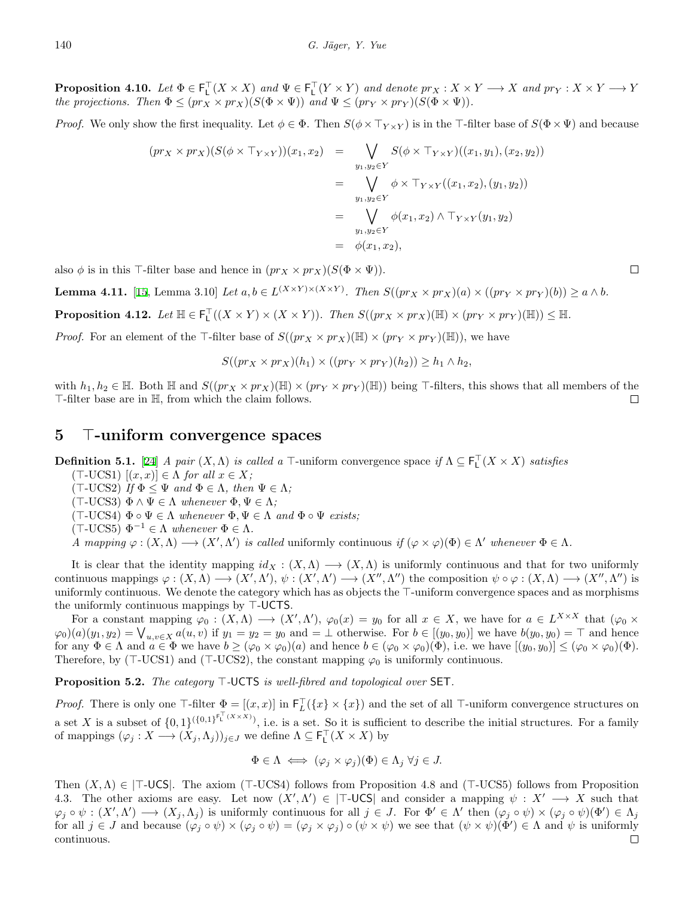**Proposition 4.10.** *Let $\Phi \in \mathsf{F}^\top_\mathsf{L}(X \times X)$ and $\Psi \in \mathsf{F}^\top_\mathsf{L}(Y \times Y)$ and denote $pr_X : X \times Y \longrightarrow X$ and $pr_Y : X \times Y \longrightarrow Y$ the projections. Then $\Phi \leq (pr_X \times pr_X)(S(\Phi \times \Psi))$ and $\Psi \leq (pr_Y \times pr_Y)(S(\Phi \times \Psi))$.*

*Proof.* We only show the first inequality. Let $\phi \in \Phi$. Then $S(\phi \times \top_{Y\times Y})$ is in the $\top$-filter base of $S(\Phi \times \Psi)$ and because

$$
\begin{aligned}
(pr_X \times pr_X)(S(\phi \times \top_{Y\times Y}))(x_1, x_2) &= \bigvee_{y_1, y_2 \in Y} S(\phi \times \top_{Y\times Y})((x_1, y_1), (x_2, y_2)) \\
&= \bigvee_{y_1, y_2 \in Y} \phi \times \top_{Y\times Y}((x_1, x_2), (y_1, y_2)) \\
&= \bigvee_{y_1, y_2 \in Y} \phi(x_1, x_2) \wedge \top_{Y\times Y}(y_1, y_2) \\
&= \phi(x_1, x_2),
\end{aligned}
$$

also $\phi$ is in this $\top$-filter base and hence in $(pr_X \times pr_X)(S(\Phi \times \Psi))$. $\square$

**Lemma 4.11.** [15, Lemma 3.10] *Let $a, b \in L^{(X\times Y)\times(X\times Y)}$. Then $S((pr_X \times pr_X)(a) \times ((pr_Y \times pr_Y)(b)) \geq a \wedge b$.*

**Proposition 4.12.** *Let $\mathbb{H} \in \mathsf{F}^\top_\mathsf{L}((X \times Y) \times (X \times Y))$. Then $S((pr_X \times pr_X)(\mathbb{H}) \times (pr_Y \times pr_Y)(\mathbb{H})) \leq \mathbb{H}$.*

*Proof.* For an element of the $\top$-filter base of $S((pr_X \times pr_X)(\mathbb{H}) \times (pr_Y \times pr_Y)(\mathbb{H}))$, we have

$$
S((pr_X \times pr_X)(h_1) \times ((pr_Y \times pr_Y)(h_2)) \geq h_1 \wedge h_2,
$$

with $h_1, h_2 \in \mathbb{H}$. Both $\mathbb{H}$ and $S((pr_X \times pr_X)(\mathbb{H}) \times (pr_Y \times pr_Y)(\mathbb{H}))$ being $\top$-filters, this shows that all members of the $\top$-filter base are in $\mathbb{H}$, from which the claim follows. $\square$

## 5 $\top$-uniform convergence spaces

**Definition 5.1.** [24] *A pair $(X, \Lambda)$ is called a* $\top$-uniform convergence space *if $\Lambda \subseteq \mathsf{F}^\top_\mathsf{L}(X \times X)$ satisfies*

($\top$-UCS1) *$[(x, x)] \in \Lambda$ for all $x \in X$;*

($\top$-UCS2) *If $\Phi \leq \Psi$ and $\Phi \in \Lambda$, then $\Psi \in \Lambda$;*

($\top$-UCS3) *$\Phi \wedge \Psi \in \Lambda$ whenever $\Phi, \Psi \in \Lambda$;*

($\top$-UCS4) *$\Phi \circ \Psi \in \Lambda$ whenever $\Phi, \Psi \in \Lambda$ and $\Phi \circ \Psi$ exists;*

($\top$-UCS5) *$\Phi^{-1} \in \Lambda$ whenever $\Phi \in \Lambda$.*

*A mapping $\varphi : (X, \Lambda) \longrightarrow (X', \Lambda')$ is called* uniformly continuous *if $(\varphi \times \varphi)(\Phi) \in \Lambda'$ whenever $\Phi \in \Lambda$.*

It is clear that the identity mapping $id_X : (X, \Lambda) \longrightarrow (X, \Lambda)$ is uniformly continuous and that for two uniformly continuous mappings $\varphi : (X, \Lambda) \longrightarrow (X', \Lambda')$, $\psi : (X', \Lambda') \longrightarrow (X'', \Lambda'')$ the composition $\psi \circ \varphi : (X, \Lambda) \longrightarrow (X'', \Lambda'')$ is uniformly continuous. We denote the category which has as objects the $\top$-uniform convergence spaces and as morphisms the uniformly continuous mappings by $\top$-$\mathsf{UCTS}$.

For a constant mapping $\varphi_0 : (X, \Lambda) \longrightarrow (X', \Lambda')$, $\varphi_0(x) = y_0$ for all $x \in X$, we have for $a \in L^{X\times X}$ that $(\varphi_0 \times \varphi_0)(a)(y_1, y_2) = \bigvee_{u,v\in X} a(u, v)$ if $y_1 = y_2 = y_0$ and $= \perp$ otherwise. For $b \in [(y_0, y_0)]$ we have $b(y_0, y_0) = \top$ and hence for any $\Phi \in \Lambda$ and $a \in \Phi$ we have $b \geq (\varphi_0 \times \varphi_0)(a)$ and hence $b \in (\varphi_0 \times \varphi_0)(\Phi)$, i.e. we have $[(y_0, y_0)] \leq (\varphi_0 \times \varphi_0)(\Phi)$. Therefore, by ($\top$-UCS1) and ($\top$-UCS2), the constant mapping $\varphi_0$ is uniformly continuous.

**Proposition 5.2.** *The category $\top$-$\mathsf{UCTS}$ is well-fibred and topological over $\mathsf{SET}$.*

*Proof.* There is only one $\top$-filter $\Phi = [(x, x)]$ in $\mathsf{F}^\top_L(\{x\} \times \{x\})$ and the set of all $\top$-uniform convergence structures on a set $X$ is a subset of $\{0, 1\}^{(\{0,1\}^{\mathsf{F}^\top_\mathsf{L}(X\times X)})}$, i.e. is a set. So it is sufficient to describe the initial structures. For a family of mappings $(\varphi_j : X \longrightarrow (X_j, \Lambda_j))_{j\in J}$ we define $\Lambda \subseteq \mathsf{F}^\top_\mathsf{L}(X \times X)$ by

$$
\Phi \in \Lambda \iff (\varphi_j \times \varphi_j)(\Phi) \in \Lambda_j \;\forall j \in J.
$$

Then $(X, \Lambda) \in |\top\text{-}\mathsf{UCS}|$. The axiom ($\top$-UCS4) follows from Proposition 4.8 and ($\top$-UCS5) follows from Proposition 4.3. The other axioms are easy. Let now $(X', \Lambda') \in |\top\text{-}\mathsf{UCS}|$ and consider a mapping $\psi : X' \longrightarrow X$ such that $\varphi_j \circ \psi : (X', \Lambda') \longrightarrow (X_j, \Lambda_j)$ is uniformly continuous for all $j \in J$. For $\Phi' \in \Lambda'$ then $(\varphi_j \circ \psi) \times (\varphi_j \circ \psi)(\Phi') \in \Lambda_j$ for all $j \in J$ and because $(\varphi_j \circ \psi) \times (\varphi_j \circ \psi) = (\varphi_j \times \varphi_j) \circ (\psi \times \psi)$ we see that $(\psi \times \psi)(\Phi') \in \Lambda$ and $\psi$ is uniformly continuous. $\square$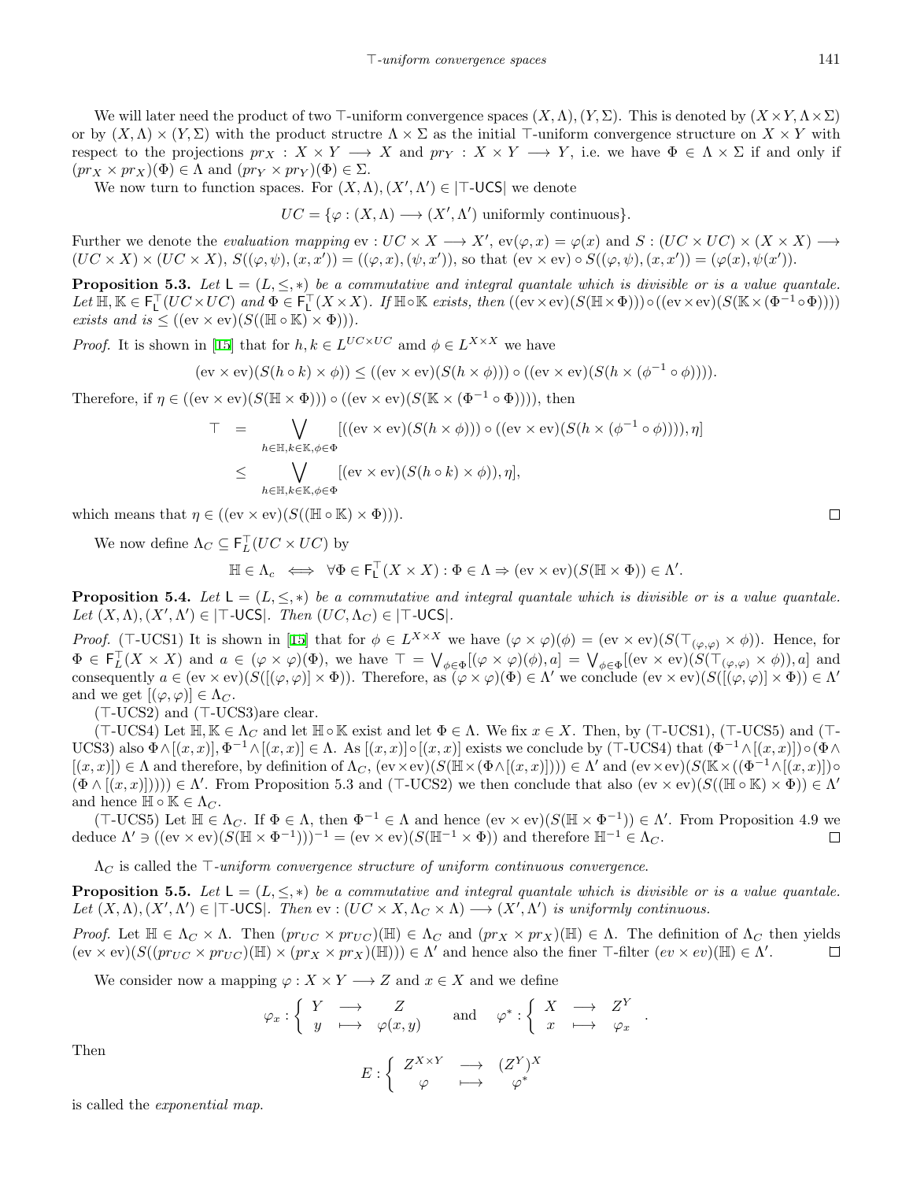We will later need the product of two $\top$-uniform convergence spaces $(X,\Lambda),(Y,\Sigma)$. This is denoted by $(X\times Y,\Lambda\times\Sigma)$ or by $(X,\Lambda)\times(Y,\Sigma)$ with the product structre $\Lambda\times\Sigma$ as the initial $\top$-uniform convergence structure on $X\times Y$ with respect to the projections $pr_X : X\times Y\longrightarrow X$ and $pr_Y : X\times Y\longrightarrow Y$, i.e. we have $\Phi\in\Lambda\times\Sigma$ if and only if $(pr_X\times pr_X)(\Phi)\in\Lambda$ and $(pr_Y\times pr_Y)(\Phi)\in\Sigma$.

We now turn to function spaces. For $(X,\Lambda),(X',\Lambda')\in|\top\text{-}\mathsf{UCS}|$ we denote

$$UC=\{\varphi:(X,\Lambda)\longrightarrow(X',\Lambda') \text{ uniformly continuous}\}.$$

Further we denote the *evaluation mapping* $\mathrm{ev}: UC\times X\longrightarrow X'$, $\mathrm{ev}(\varphi,x)=\varphi(x)$ and $S:(UC\times UC)\times(X\times X)\longrightarrow (UC\times X)\times(UC\times X)$, $S((\varphi,\psi),(x,x'))=((\varphi,x),(\psi,x'))$, so that $(\mathrm{ev}\times\mathrm{ev})\circ S((\varphi,\psi),(x,x'))=(\varphi(x),\psi(x'))$.

**Proposition 5.3.** *Let $\mathsf{L}=(L,\leq,*)$ be a commutative and integral quantale which is divisible or is a value quantale. Let $\mathbb{H},\mathbb{K}\in\mathsf{F}^{\top}_{\mathsf{L}}(UC\times UC)$ and $\Phi\in\mathsf{F}^{\top}_{\mathsf{L}}(X\times X)$. If $\mathbb{H}\circ\mathbb{K}$ exists, then $((\mathrm{ev}\times\mathrm{ev})(S(\mathbb{H}\times\Phi)))\circ((\mathrm{ev}\times\mathrm{ev})(S(\mathbb{K}\times(\Phi^{-1}\circ\Phi))))$ exists and is $\leq((\mathrm{ev}\times\mathrm{ev})(S((\mathbb{H}\circ\mathbb{K})\times\Phi)))$.*

*Proof.* It is shown in [15] that for $h,k\in L^{UC\times UC}$ amd $\phi\in L^{X\times X}$ we have

$$(\mathrm{ev}\times\mathrm{ev})(S(h\circ k)\times\phi))\leq((\mathrm{ev}\times\mathrm{ev})(S(h\times\phi)))\circ((\mathrm{ev}\times\mathrm{ev})(S(h\times(\phi^{-1}\circ\phi)))).$$

Therefore, if $\eta\in((\mathrm{ev}\times\mathrm{ev})(S(\mathbb{H}\times\Phi)))\circ((\mathrm{ev}\times\mathrm{ev})(S(\mathbb{K}\times(\Phi^{-1}\circ\Phi))))$, then

$$\begin{aligned}\top &= \bigvee_{h\in\mathbb{H},k\in\mathbb{K},\phi\in\Phi}[((\mathrm{ev}\times\mathrm{ev})(S(h\times\phi)))\circ((\mathrm{ev}\times\mathrm{ev})(S(h\times(\phi^{-1}\circ\phi)))),\eta]\\ &\leq \bigvee_{h\in\mathbb{H},k\in\mathbb{K},\phi\in\Phi}[(\mathrm{ev}\times\mathrm{ev})(S(h\circ k)\times\phi)),\eta],\end{aligned}$$

which means that $\eta\in((\mathrm{ev}\times\mathrm{ev})(S((\mathbb{H}\circ\mathbb{K})\times\Phi)))$. □

We now define $\Lambda_C\subseteq\mathsf{F}^{\top}_{L}(UC\times UC)$ by

$$\mathbb{H}\in\Lambda_c \iff \forall\Phi\in\mathsf{F}^{\top}_{\mathsf{L}}(X\times X):\Phi\in\Lambda\Rightarrow(\mathrm{ev}\times\mathrm{ev})(S(\mathbb{H}\times\Phi))\in\Lambda'.$$

**Proposition 5.4.** *Let $\mathsf{L}=(L,\leq,*)$ be a commutative and integral quantale which is divisible or is a value quantale. Let $(X,\Lambda),(X',\Lambda')\in|\top\text{-}\mathsf{UCS}|$. Then $(UC,\Lambda_C)\in|\top\text{-}\mathsf{UCS}|$.*

*Proof.* ($\top$-UCS1) It is shown in [15] that for $\phi\in L^{X\times X}$ we have $(\varphi\times\varphi)(\phi)=(\mathrm{ev}\times\mathrm{ev})(S(\top_{(\varphi,\varphi)}\times\phi))$. Hence, for $\Phi\in\mathsf{F}^{\top}_{L}(X\times X)$ and $a\in(\varphi\times\varphi)(\Phi)$, we have $\top=\bigvee_{\phi\in\Phi}[(\varphi\times\varphi)(\phi),a]=\bigvee_{\phi\in\Phi}[(\mathrm{ev}\times\mathrm{ev})(S(\top_{(\varphi,\varphi)}\times\phi)),a]$ and consequently $a\in(\mathrm{ev}\times\mathrm{ev})(S([(\varphi,\varphi)]\times\Phi))$. Therefore, $(\varphi\times\varphi)(\Phi)\in\Lambda'$ we conclude $(\mathrm{ev}\times\mathrm{ev})(S([(\varphi,\varphi)]\times\Phi))\in\Lambda'$ and we get $[(\varphi,\varphi)]\in\Lambda_C$.

($\top$-UCS2) and ($\top$-UCS3)are clear.

($\top$-UCS4) Let $\mathbb{H},\mathbb{K}\in\Lambda_C$ and let $\mathbb{H}\circ\mathbb{K}$ exist and let $\Phi\in\Lambda$. We fix $x\in X$. Then, by ($\top$-UCS1), ($\top$-UCS5) and ($\top$-UCS3) also $\Phi\wedge[(x,x)],\Phi^{-1}\wedge[(x,x)]\in\Lambda$. As $[(x,x)]\circ[(x,x)]$ exists we conclude by ($\top$-UCS4) that $(\Phi^{-1}\wedge[(x,x)])\circ(\Phi\wedge[(x,x)])\in\Lambda$ and therefore, by definition of $\Lambda_C$, $(\mathrm{ev}\times\mathrm{ev})(S(\mathbb{H}\times(\Phi\wedge[(x,x)])))\in\Lambda'$ and $(\mathrm{ev}\times\mathrm{ev})(S(\mathbb{K}\times((\Phi^{-1}\wedge[(x,x)])\circ(\Phi\wedge[(x,x)]))))\in\Lambda'$. From Proposition 5.3 and ($\top$-UCS2) we then conclude that also $(\mathrm{ev}\times\mathrm{ev})(S((\mathbb{H}\circ\mathbb{K})\times\Phi))\in\Lambda'$ and hence $\mathbb{H}\circ\mathbb{K}\in\Lambda_C$.

($\top$-UCS5) Let $\mathbb{H}\in\Lambda_C$. If $\Phi\in\Lambda$, then $\Phi^{-1}\in\Lambda$ and hence $(\mathrm{ev}\times\mathrm{ev})(S(\mathbb{H}\times\Phi^{-1}))\in\Lambda'$. From Proposition 4.9 we deduce $\Lambda'\ni((\mathrm{ev}\times\mathrm{ev})(S(\mathbb{H}\times\Phi^{-1})))^{-1}=(\mathrm{ev}\times\mathrm{ev})(S(\mathbb{H}^{-1}\times\Phi))$ and therefore $\mathbb{H}^{-1}\in\Lambda_C$. □

$\Lambda_C$ is called the *$\top$-uniform convergence structure of uniform continuous convergence*.

**Proposition 5.5.** *Let $\mathsf{L}=(L,\leq,*)$ be a commutative and integral quantale which is divisible or is a value quantale. Let $(X,\Lambda),(X',\Lambda')\in|\top\text{-}\mathsf{UCS}|$. Then $\mathrm{ev}:(UC\times X,\Lambda_C\times\Lambda)\longrightarrow(X',\Lambda')$ is uniformly continuous.*

*Proof.* Let $\mathbb{H}\in\Lambda_C\times\Lambda$. Then $(pr_{UC}\times pr_{UC})(\mathbb{H})\in\Lambda_C$ and $(pr_X\times pr_X)(\mathbb{H})\in\Lambda$. The definition of $\Lambda_C$ then yields $(\mathrm{ev}\times\mathrm{ev})(S((pr_{UC}\times pr_{UC})(\mathbb{H})\times(pr_X\times pr_X)(\mathbb{H})))\in\Lambda'$ and hence also the finer $\top$-filter $(ev\times ev)(\mathbb{H})\in\Lambda'$. □

We consider now a mapping $\varphi:X\times Y\longrightarrow Z$ and $x\in X$ and we define

$$\varphi_x:\left\{\begin{array}{ccc} Y & \longrightarrow & Z\\ y & \longmapsto & \varphi(x,y)\end{array}\right. \quad\text{and}\quad \varphi^*:\left\{\begin{array}{ccc} X & \longrightarrow & Z^Y\\ x & \longmapsto & \varphi_x\end{array}\right. .$$

Then

$$E:\left\{\begin{array}{ccc} Z^{X\times Y} & \longrightarrow & (Z^Y)^X\\ \varphi & \longmapsto & \varphi^*\end{array}\right.$$

is called the *exponential map*.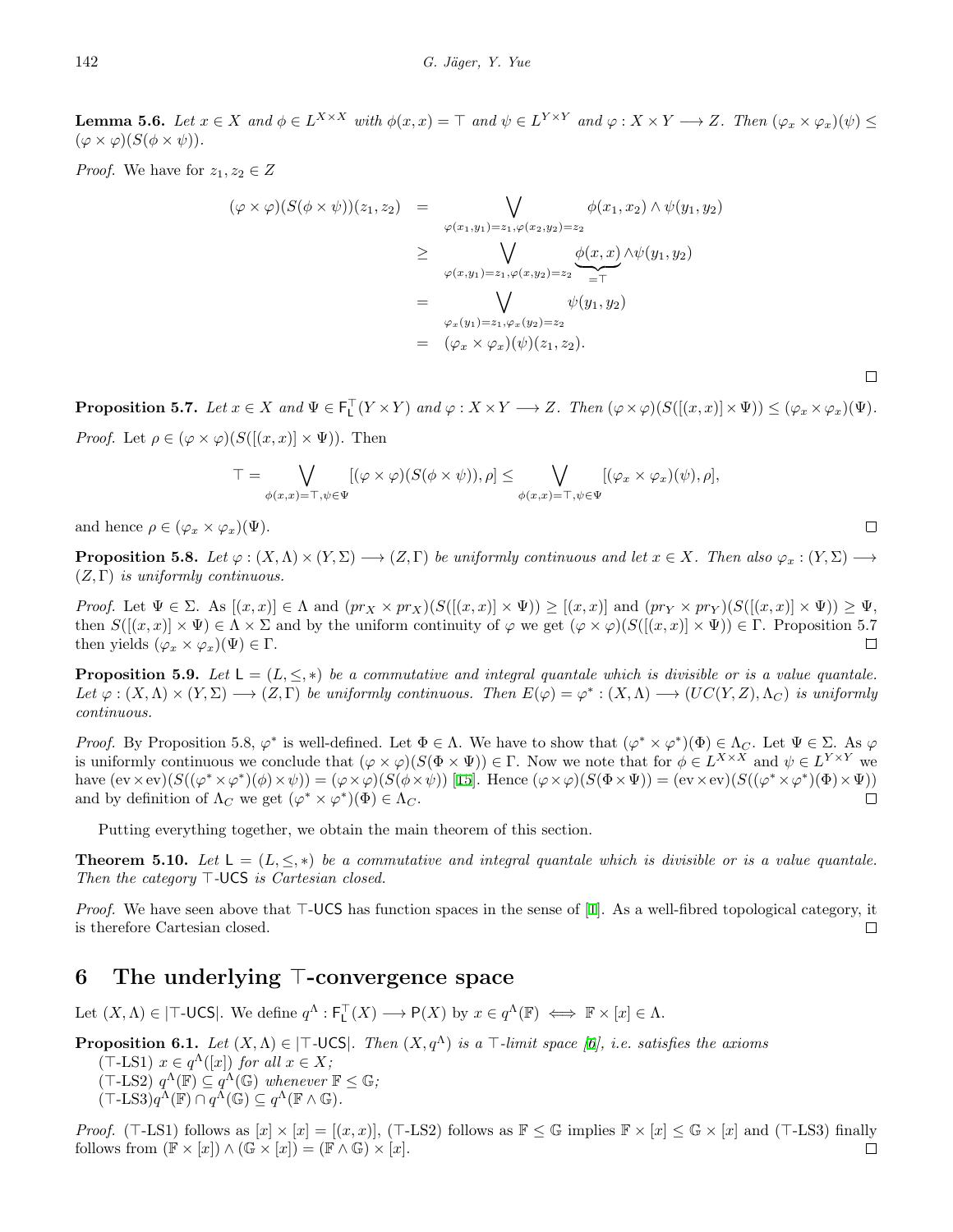**Lemma 5.6.** *Let $x \in X$ and $\phi \in L^{X \times X}$ with $\phi(x,x) = \top$ and $\psi \in L^{Y \times Y}$ and $\varphi : X \times Y \longrightarrow Z$. Then $(\varphi_x \times \varphi_x)(\psi) \leq (\varphi \times \varphi)(S(\phi \times \psi))$.*

*Proof.* We have for $z_1, z_2 \in Z$

$$
\begin{aligned}
(\varphi \times \varphi)(S(\phi \times \psi))(z_1, z_2) &= \bigvee_{\varphi(x_1,y_1)=z_1, \varphi(x_2,y_2)=z_2} \phi(x_1, x_2) \wedge \psi(y_1, y_2) \\
&\geq \bigvee_{\varphi(x,y_1)=z_1, \varphi(x,y_2)=z_2} \underbrace{\phi(x,x)}_{=\top} \wedge \psi(y_1, y_2) \\
&= \bigvee_{\varphi_x(y_1)=z_1, \varphi_x(y_2)=z_2} \psi(y_1, y_2) \\
&= (\varphi_x \times \varphi_x)(\psi)(z_1, z_2).
\end{aligned}
$$

$\square$

**Proposition 5.7.** *Let $x \in X$ and $\Psi \in \mathsf{F}_\mathsf{L}^\top(Y \times Y)$ and $\varphi : X \times Y \longrightarrow Z$. Then $(\varphi \times \varphi)(S([(x,x)] \times \Psi)) \leq (\varphi_x \times \varphi_x)(\Psi)$.*

*Proof.* Let $\rho \in (\varphi \times \varphi)(S([(x,x)] \times \Psi))$. Then

$$
\top = \bigvee_{\phi(x,x)=\top, \psi \in \Psi} [(\varphi \times \varphi)(S(\phi \times \psi)), \rho] \leq \bigvee_{\phi(x,x)=\top, \psi \in \Psi} [(\varphi_x \times \varphi_x)(\psi), \rho],
$$

and hence $\rho \in (\varphi_x \times \varphi_x)(\Psi)$. $\square$

**Proposition 5.8.** *Let $\varphi : (X, \Lambda) \times (Y, \Sigma) \longrightarrow (Z, \Gamma)$ be uniformly continuous and let $x \in X$. Then also $\varphi_x : (Y, \Sigma) \longrightarrow (Z, \Gamma)$ is uniformly continuous.*

*Proof.* Let $\Psi \in \Sigma$. As $[(x,x)] \in \Lambda$ and $(pr_X \times pr_X)(S([(x,x)] \times \Psi)) \geq [(x,x)]$ and $(pr_Y \times pr_Y)(S([(x,x)] \times \Psi)) \geq \Psi$, then $S([(x,x)] \times \Psi) \in \Lambda \times \Sigma$ and by the uniform continuity of $\varphi$ we get $(\varphi \times \varphi)(S([(x,x)] \times \Psi)) \in \Gamma$. Proposition 5.7 then yields $(\varphi_x \times \varphi_x)(\Psi) \in \Gamma$. $\square$

**Proposition 5.9.** *Let $\mathsf{L} = (L, \leq, *)$ be a commutative and integral quantale which is divisible or is a value quantale. Let $\varphi : (X, \Lambda) \times (Y, \Sigma) \longrightarrow (Z, \Gamma)$ be uniformly continuous. Then $E(\varphi) = \varphi^* : (X, \Lambda) \longrightarrow (UC(Y,Z), \Lambda_C)$ is uniformly continuous.*

*Proof.* By Proposition 5.8, $\varphi^*$ is well-defined. Let $\Phi \in \Lambda$. We have to show that $(\varphi^* \times \varphi^*)(\Phi) \in \Lambda_C$. Let $\Psi \in \Sigma$. As $\varphi$ is uniformly continuous we conclude that $(\varphi \times \varphi)(S(\Phi \times \Psi)) \in \Gamma$. Now we note that for $\phi \in L^{X \times X}$ and $\psi \in L^{Y \times Y}$ we have $(\mathrm{ev} \times \mathrm{ev})(S((\varphi^* \times \varphi^*)(\phi) \times \psi)) = (\varphi \times \varphi)(S(\phi \times \psi))$ [15]. Hence $(\varphi \times \varphi)(S(\Phi \times \Psi)) = (\mathrm{ev} \times \mathrm{ev})(S((\varphi^* \times \varphi^*)(\Phi) \times \Psi))$ and by definition of $\Lambda_C$ we get $(\varphi^* \times \varphi^*)(\Phi) \in \Lambda_C$. $\square$

Putting everything together, we obtain the main theorem of this section.

**Theorem 5.10.** *Let $\mathsf{L} = (L, \leq, *)$ be a commutative and integral quantale which is divisible or is a value quantale. Then the category $\top$-$\mathsf{UCS}$ is Cartesian closed.*

*Proof.* We have seen above that $\top$-$\mathsf{UCS}$ has function spaces in the sense of [1]. As a well-fibred topological category, it is therefore Cartesian closed. $\square$

## 6 The underlying $\top$-convergence space

Let $(X, \Lambda) \in |\top\text{-}\mathsf{UCS}|$. We define $q^\Lambda : \mathsf{F}_\mathsf{L}^\top(X) \longrightarrow \mathsf{P}(X)$ by $x \in q^\Lambda(\mathbb{F}) \iff \mathbb{F} \times [x] \in \Lambda$.

**Proposition 6.1.** *Let $(X, \Lambda) \in |\top\text{-}\mathsf{UCS}|$. Then $(X, q^\Lambda)$ is a $\top$-limit space [6], i.e. satisfies the axioms*
($\top$-LS1) $x \in q^\Lambda([x])$ *for all* $x \in X$;
($\top$-LS2) $q^\Lambda(\mathbb{F}) \subseteq q^\Lambda(\mathbb{G})$ *whenever* $\mathbb{F} \leq \mathbb{G}$;
($\top$-LS3) $q^\Lambda(\mathbb{F}) \cap q^\Lambda(\mathbb{G}) \subseteq q^\Lambda(\mathbb{F} \wedge \mathbb{G})$.

*Proof.* ($\top$-LS1) follows as $[x] \times [x] = [(x,x)]$, ($\top$-LS2) follows as $\mathbb{F} \leq \mathbb{G}$ implies $\mathbb{F} \times [x] \leq \mathbb{G} \times [x]$ and ($\top$-LS3) finally follows from $(\mathbb{F} \times [x]) \wedge (\mathbb{G} \times [x]) = (\mathbb{F} \wedge \mathbb{G}) \times [x]$. $\square$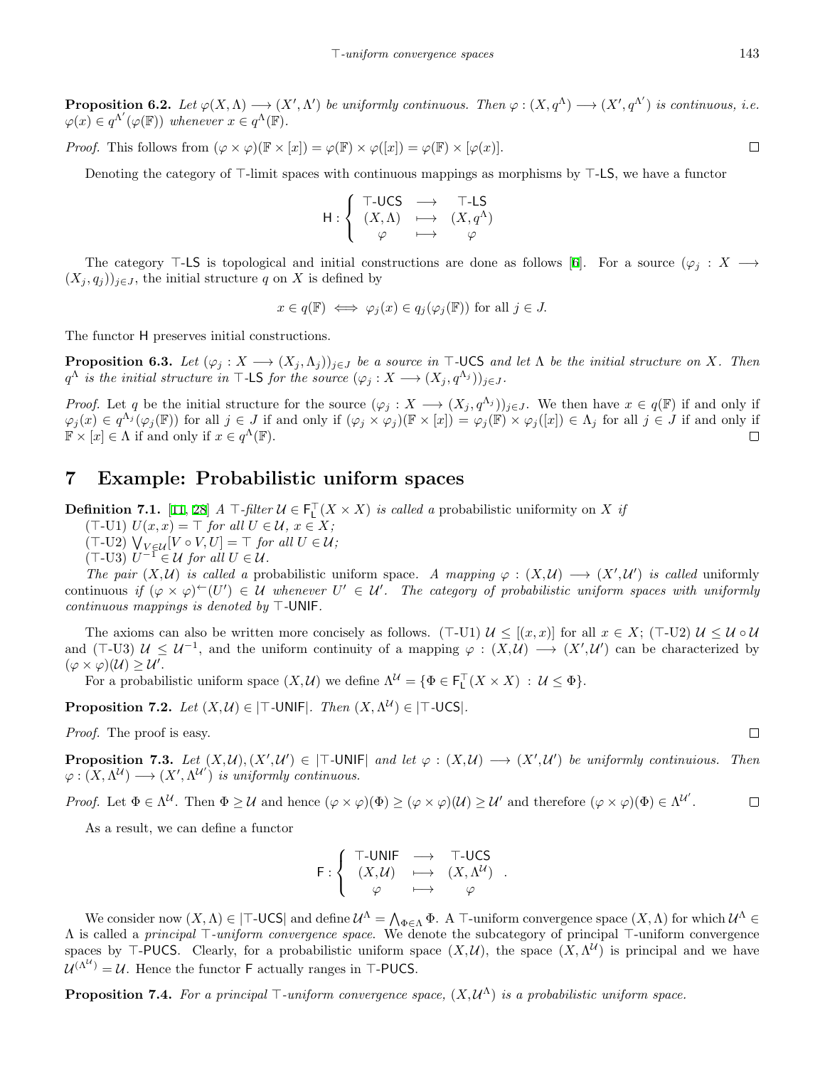**Proposition 6.2.** *Let $\varphi(X,\Lambda) \longrightarrow (X',\Lambda')$ be uniformly continuous. Then $\varphi : (X, q^\Lambda) \longrightarrow (X', q^{\Lambda'})$ is continuous, i.e. $\varphi(x) \in q^{\Lambda'}(\varphi(\mathbb{F}))$ whenever $x \in q^\Lambda(\mathbb{F})$.*

*Proof.* This follows from $(\varphi \times \varphi)(\mathbb{F} \times [x]) = \varphi(\mathbb{F}) \times \varphi([x]) = \varphi(\mathbb{F}) \times [\varphi(x)]$. □

Denoting the category of $\top$-limit spaces with continuous mappings as morphisms by $\top$-$\mathsf{LS}$, we have a functor

$$\mathsf{H} : \left\{ \begin{array}{ccc} \top\text{-}\mathsf{UCS} & \longrightarrow & \top\text{-}\mathsf{LS} \\ (X,\Lambda) & \longmapsto & (X, q^\Lambda) \\ \varphi & \longmapsto & \varphi \end{array} \right.$$

The category $\top$-$\mathsf{LS}$ is topological and initial constructions are done as follows [6]. For a source $(\varphi_j : X \longrightarrow (X_j, q_j))_{j\in J}$, the initial structure $q$ on $X$ is defined by

$$x \in q(\mathbb{F}) \iff \varphi_j(x) \in q_j(\varphi_j(\mathbb{F})) \text{ for all } j \in J.$$

The functor $\mathsf{H}$ preserves initial constructions.

**Proposition 6.3.** *Let $(\varphi_j : X \longrightarrow (X_j,\Lambda_j))_{j\in J}$ be a source in $\top$-$\mathsf{UCS}$ and let $\Lambda$ be the initial structure on $X$. Then $q^\Lambda$ is the initial structure in $\top$-$\mathsf{LS}$ for the source $(\varphi_j : X \longrightarrow (X_j, q^{\Lambda_j}))_{j\in J}$.*

*Proof.* Let $q$ be the initial structure for the source $(\varphi_j : X \longrightarrow (X_j, q^{\Lambda_j}))_{j\in J}$. We then have $x \in q(\mathbb{F})$ if and only if $\varphi_j(x) \in q^{\Lambda_j}(\varphi_j(\mathbb{F}))$ for all $j \in J$ if and only if $(\varphi_j \times \varphi_j)(\mathbb{F} \times [x]) = \varphi_j(\mathbb{F}) \times \varphi_j([x]) \in \Lambda_j$ for all $j \in J$ if and only if $\mathbb{F} \times [x] \in \Lambda$ if and only if $x \in q^\Lambda(\mathbb{F})$. □

## 7 Example: Probabilistic uniform spaces

**Definition 7.1.** [11, 28] *A $\top$-filter $\mathcal{U} \in \mathsf{F}^\top_\mathsf{L}(X \times X)$ is called a* probabilistic uniformity *on $X$ if*

($\top$-U1) *$U(x,x) = \top$ for all $U \in \mathcal{U}$, $x \in X$;*
($\top$-U2) *$\bigvee_{V\in\mathcal{U}}[V \circ V, U] = \top$ for all $U \in \mathcal{U}$;*
($\top$-U3) *$U^{-1} \in \mathcal{U}$ for all $U \in \mathcal{U}$.*

*The pair $(X,\mathcal{U})$ is called a* probabilistic uniform space. *A mapping $\varphi : (X,\mathcal{U}) \longrightarrow (X',\mathcal{U}')$ is called* uniformly continuous *if $(\varphi \times \varphi)^\leftarrow(U') \in \mathcal{U}$ whenever $U' \in \mathcal{U}'$. The category of probabilistic uniform spaces with uniformly continuous mappings is denoted by $\top$-$\mathsf{UNIF}$.*

The axioms can also be written more concisely as follows. ($\top$-U1) $\mathcal{U} \le [(x,x)]$ for all $x \in X$; ($\top$-U2) $\mathcal{U} \le \mathcal{U} \circ \mathcal{U}$ and ($\top$-U3) $\mathcal{U} \le \mathcal{U}^{-1}$, and the uniform continuity of a mapping $\varphi : (X,\mathcal{U}) \longrightarrow (X',\mathcal{U}')$ can be characterized by $(\varphi \times \varphi)(\mathcal{U}) \ge \mathcal{U}'$.

For a probabilistic uniform space $(X,\mathcal{U})$ we define $\Lambda^\mathcal{U} = \{\Phi \in \mathsf{F}^\top_\mathsf{L}(X \times X) \,:\, \mathcal{U} \le \Phi\}$.

**Proposition 7.2.** *Let $(X,\mathcal{U}) \in |\top\text{-}\mathsf{UNIF}|$. Then $(X,\Lambda^\mathcal{U}) \in |\top\text{-}\mathsf{UCS}|$.*

*Proof.* The proof is easy. □

**Proposition 7.3.** *Let $(X,\mathcal{U}),(X',\mathcal{U}') \in |\top\text{-}\mathsf{UNIF}|$ and let $\varphi : (X,\mathcal{U}) \longrightarrow (X',\mathcal{U}')$ be uniformly continuious. Then $\varphi : (X,\Lambda^\mathcal{U}) \longrightarrow (X',\Lambda^{\mathcal{U}'})$ is uniformly continuous.*

*Proof.* Let $\Phi \in \Lambda^\mathcal{U}$. Then $\Phi \ge \mathcal{U}$ and hence $(\varphi \times \varphi)(\Phi) \ge (\varphi \times \varphi)(\mathcal{U}) \ge \mathcal{U}'$ and therefore $(\varphi \times \varphi)(\Phi) \in \Lambda^{\mathcal{U}'}$. □

As a result, we can define a functor

$$\mathsf{F} : \left\{ \begin{array}{ccc} \top\text{-}\mathsf{UNIF} & \longrightarrow & \top\text{-}\mathsf{UCS} \\ (X,\mathcal{U}) & \longmapsto & (X,\Lambda^\mathcal{U}) \\ \varphi & \longmapsto & \varphi \end{array} \right. .$$

We consider now $(X,\Lambda) \in |\top\text{-}\mathsf{UCS}|$ and define $\mathcal{U}^\Lambda = \bigwedge_{\Phi\in\Lambda}\Phi$. A $\top$-uniform convergence space $(X,\Lambda)$ for which $\mathcal{U}^\Lambda \in \Lambda$ is called a *principal $\top$-uniform convergence space.* We denote the subcategory of principal $\top$-uniform convergence spaces by $\top$-$\mathsf{PUCS}$. Clearly, for a probabilistic uniform space $(X,\mathcal{U})$, the space $(X,\Lambda^\mathcal{U})$ is principal and we have $\mathcal{U}^{(\Lambda^\mathcal{U})} = \mathcal{U}$. Hence the functor $\mathsf{F}$ actually ranges in $\top$-$\mathsf{PUCS}$.

**Proposition 7.4.** *For a principal $\top$-uniform convergence space, $(X,\mathcal{U}^\Lambda)$ is a probabilistic uniform space.*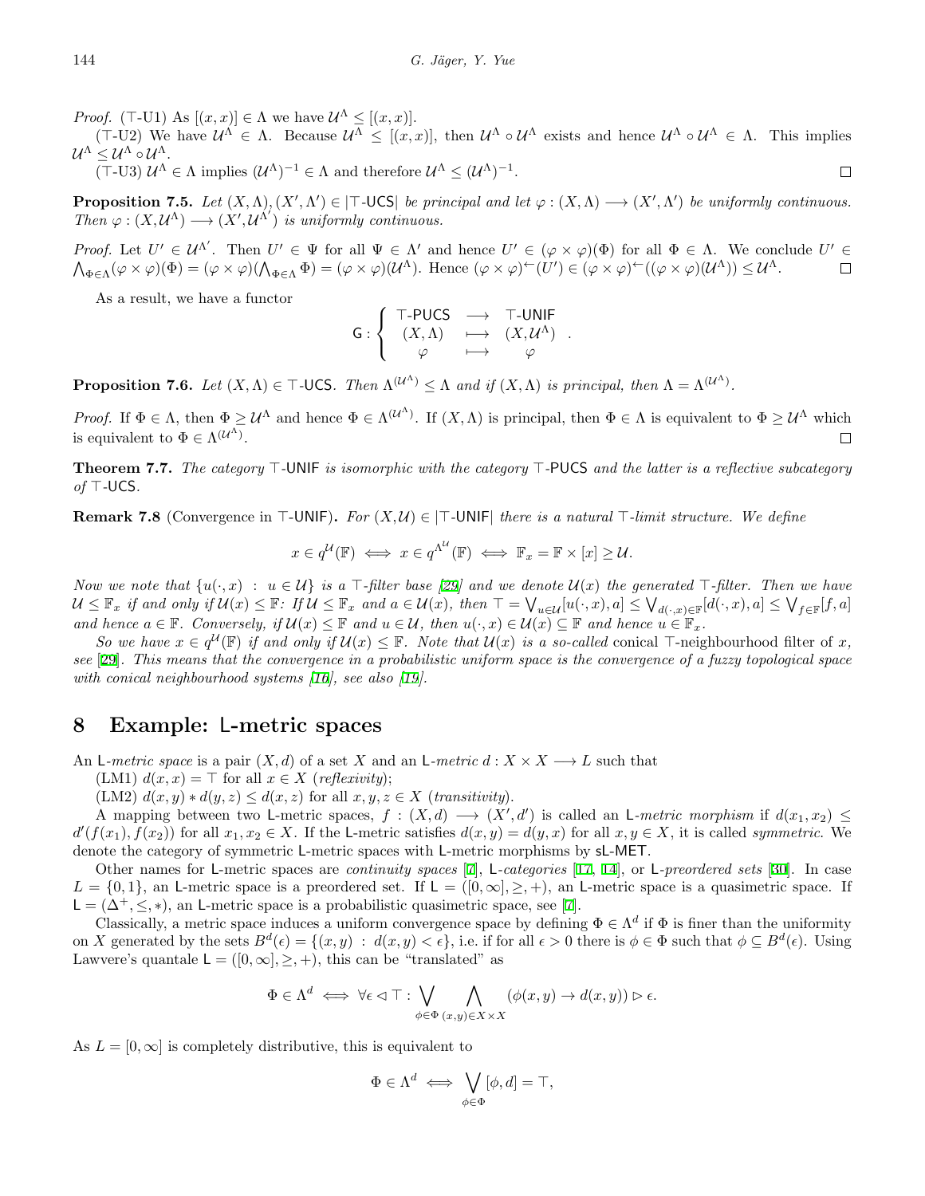*Proof.* ($\top$-U1) As $[(x,x)] \in \Lambda$ we have $\mathcal{U}^\Lambda \leq [(x,x)]$.

($\top$-U2) We have $\mathcal{U}^\Lambda \in \Lambda$. Because $\mathcal{U}^\Lambda \leq [(x,x)]$, then $\mathcal{U}^\Lambda \circ \mathcal{U}^\Lambda$ exists and hence $\mathcal{U}^\Lambda \circ \mathcal{U}^\Lambda \in \Lambda$. This implies $\mathcal{U}^\Lambda \leq \mathcal{U}^\Lambda \circ \mathcal{U}^\Lambda$.

($\top$-U3) $\mathcal{U}^\Lambda \in \Lambda$ implies $(\mathcal{U}^\Lambda)^{-1} \in \Lambda$ and therefore $\mathcal{U}^\Lambda \leq (\mathcal{U}^\Lambda)^{-1}$. □

**Proposition 7.5.** *Let $(X,\Lambda), (X',\Lambda') \in |\top\text{-}\mathsf{UCS}|$ be principal and let $\varphi : (X,\Lambda) \longrightarrow (X',\Lambda')$ be uniformly continuous. Then $\varphi : (X,\mathcal{U}^\Lambda) \longrightarrow (X',\mathcal{U}^{\Lambda'})$ is uniformly continuous.*

*Proof.* Let $U' \in \mathcal{U}^{\Lambda'}$. Then $U' \in \Psi$ for all $\Psi \in \Lambda'$ and hence $U' \in (\varphi\times\varphi)(\Phi)$ for all $\Phi \in \Lambda$. We conclude $U' \in \bigwedge_{\Phi\in\Lambda}(\varphi\times\varphi)(\Phi) = (\varphi\times\varphi)(\bigwedge_{\Phi\in\Lambda}\Phi) = (\varphi\times\varphi)(\mathcal{U}^\Lambda)$. Hence $(\varphi\times\varphi)^{\leftarrow}(U') \in (\varphi\times\varphi)^{\leftarrow}((\varphi\times\varphi)(\mathcal{U}^\Lambda)) \leq \mathcal{U}^\Lambda$. □

As a result, we have a functor

$$\mathsf{G} : \left\{ \begin{array}{ccc} \top\text{-}\mathsf{PUCS} & \longrightarrow & \top\text{-}\mathsf{UNIF} \\ (X,\Lambda) & \longmapsto & (X,\mathcal{U}^\Lambda) \\ \varphi & \longmapsto & \varphi \end{array} \right. .$$

**Proposition 7.6.** *Let $(X,\Lambda) \in \top\text{-}\mathsf{UCS}$. Then $\Lambda^{(\mathcal{U}^\Lambda)} \leq \Lambda$ and if $(X,\Lambda)$ is principal, then $\Lambda = \Lambda^{(\mathcal{U}^\Lambda)}$.*

*Proof.* If $\Phi \in \Lambda$, then $\Phi \geq \mathcal{U}^\Lambda$ and hence $\Phi \in \Lambda^{(\mathcal{U}^\Lambda)}$. If $(X,\Lambda)$ is principal, then $\Phi \in \Lambda$ is equivalent to $\Phi \geq \mathcal{U}^\Lambda$ which is equivalent to $\Phi \in \Lambda^{(\mathcal{U}^\Lambda)}$. □

**Theorem 7.7.** *The category $\top\text{-}\mathsf{UNIF}$ is isomorphic with the category $\top\text{-}\mathsf{PUCS}$ and the latter is a reflective subcategory of $\top\text{-}\mathsf{UCS}$.*

**Remark 7.8** (Convergence in $\top\text{-}\mathsf{UNIF}$)**.** *For $(X,\mathcal{U}) \in |\top\text{-}\mathsf{UNIF}|$ there is a natural $\top$-limit structure. We define*

$$x \in q^{\mathcal{U}}(\mathbb{F}) \iff x \in q^{\Lambda^{\mathcal{U}}}(\mathbb{F}) \iff \mathbb{F}_x = \mathbb{F}\times[x] \geq \mathcal{U}.$$

*Now we note that $\{u(\cdot,x) : u \in \mathcal{U}\}$ is a $\top$-filter base [29] and we denote $\mathcal{U}(x)$ the generated $\top$-filter. Then we have $\mathcal{U} \leq \mathbb{F}_x$ if and only if $\mathcal{U}(x) \leq \mathbb{F}$: If $\mathcal{U} \leq \mathbb{F}_x$ and $a \in \mathcal{U}(x)$, then $\top = \bigvee_{u\in\mathcal{U}}[u(\cdot,x),a] \leq \bigvee_{d(\cdot,x)\in\mathbb{F}}[d(\cdot,x),a] \leq \bigvee_{f\in\mathbb{F}}[f,a]$ and hence $a \in \mathbb{F}$. Conversely, if $\mathcal{U}(x) \leq \mathbb{F}$ and $u \in \mathcal{U}$, then $u(\cdot,x) \in \mathcal{U}(x) \subseteq \mathbb{F}$ and hence $u \in \mathbb{F}_x$.*

*So we have $x \in q^{\mathcal{U}}(\mathbb{F})$ if and only if $\mathcal{U}(x) \leq \mathbb{F}$. Note that $\mathcal{U}(x)$ is a so-called* conical $\top$-neighbourhood filter of $x$, *see [29]. This means that the convergence in a probabilistic uniform space is the convergence of a fuzzy topological space with conical neighbourhood systems [16], see also [19].*

# 8 Example: L-metric spaces

An $\mathsf{L}$-*metric space* is a pair $(X,d)$ of a set $X$ and an $\mathsf{L}$-*metric* $d : X\times X \longrightarrow L$ such that

(LM1) $d(x,x) = \top$ for all $x \in X$ (*reflexivity*);

(LM2) $d(x,y) * d(y,z) \leq d(x,z)$ for all $x,y,z \in X$ (*transitivity*).

A mapping between two $\mathsf{L}$-metric spaces, $f : (X,d) \longrightarrow (X',d')$ is called an $\mathsf{L}$-*metric morphism* if $d(x_1,x_2) \leq d'(f(x_1),f(x_2))$ for all $x_1,x_2 \in X$. If the $\mathsf{L}$-metric satisfies $d(x,y) = d(y,x)$ for all $x,y \in X$, it is called *symmetric*. We denote the category of symmetric $\mathsf{L}$-metric spaces with $\mathsf{L}$-metric morphisms by $\mathsf{sL\text{-}MET}$.

Other names for $\mathsf{L}$-metric spaces are *continuity spaces* [7], $\mathsf{L}$-*categories* [17, 14], or $\mathsf{L}$-*preordered sets* [30]. In case $L = \{0,1\}$, an $\mathsf{L}$-metric space is a preordered set. If $\mathsf{L} = ([0,\infty],\geq,+)$, an $\mathsf{L}$-metric space is a quasimetric space. If $\mathsf{L} = (\Delta^+,\leq,*)$, an $\mathsf{L}$-metric space is a probabilistic quasimetric space, see [7].

Classically, a metric space induces a uniform convergence space by defining $\Phi \in \Lambda^d$ if $\Phi$ is finer than the uniformity on $X$ generated by the sets $B^d(\epsilon) = \{(x,y) : d(x,y) < \epsilon\}$, i.e. if for all $\epsilon > 0$ there is $\phi \in \Phi$ such that $\phi \subseteq B^d(\epsilon)$. Using Lawvere's quantale $\mathsf{L} = ([0,\infty],\geq,+)$, this can be "translated" as

$$\Phi \in \Lambda^d \iff \forall \epsilon \lhd \top : \bigvee_{\phi\in\Phi} \bigwedge_{(x,y)\in X\times X} (\phi(x,y) \to d(x,y)) \rhd \epsilon.$$

As $L = [0,\infty]$ is completely distributive, this is equivalent to

$$\Phi \in \Lambda^d \iff \bigvee_{\phi\in\Phi}[\phi,d] = \top,$$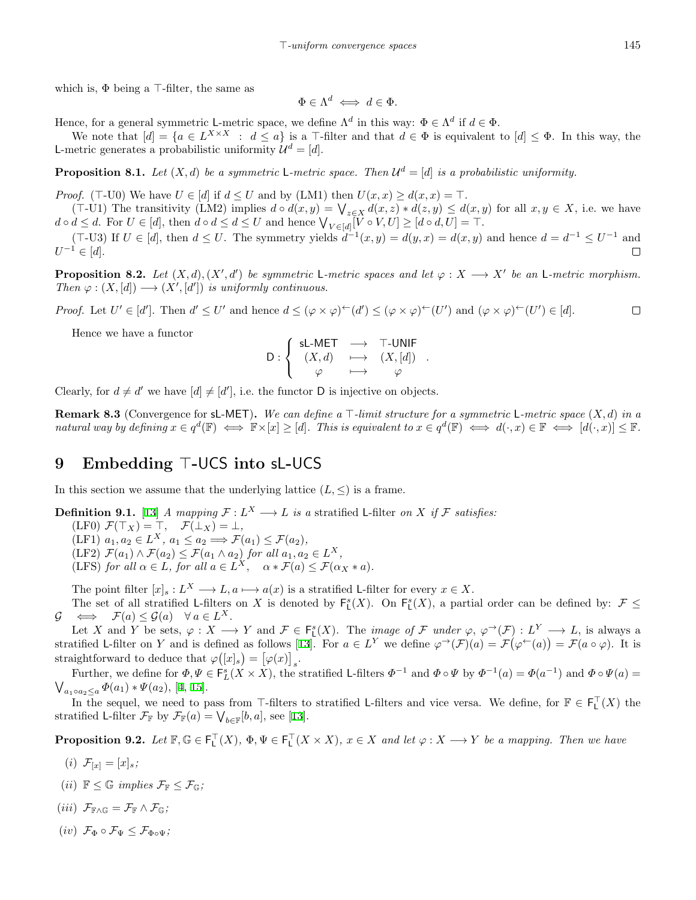which is, $\Phi$ being a $\top$-filter, the same as

$$\Phi \in \Lambda^d \iff d \in \Phi.$$

Hence, for a general symmetric $\mathsf{L}$-metric space, we define $\Lambda^d$ in this way: $\Phi \in \Lambda^d$ if $d \in \Phi$.

We note that $[d] = \{a \in L^{X\times X} \;:\; d \leq a\}$ is a $\top$-filter and that $d \in \Phi$ is equivalent to $[d] \leq \Phi$. In this way, the $\mathsf{L}$-metric generates a probabilistic uniformity $\mathcal{U}^d = [d]$.

**Proposition 8.1.** *Let $(X, d)$ be a symmetric $\mathsf{L}$-metric space. Then $\mathcal{U}^d = [d]$ is a probabilistic uniformity.*

*Proof.* ($\top$-U0) We have $U \in [d]$ if $d \leq U$ and by (LM1) then $U(x, x) \geq d(x, x) = \top$.

($\top$-U1) The transitivity (LM2) implies $d \circ d(x, y) = \bigvee_{z\in X} d(x, z) * d(z, y) \leq d(x, y)$ for all $x, y \in X$, i.e. we have $d \circ d \leq d$. For $U \in [d]$, then $d \circ d \leq d \leq U$ and hence $\bigvee_{V\in[d]}[V \circ V, U] \geq [d \circ d, U] = \top$.

($\top$-U3) If $U \in [d]$, then $d \leq U$. The symmetry yields $d^{-1}(x, y) = d(y, x) = d(x, y)$ and hence $d = d^{-1} \leq U^{-1}$ and $U^{-1} \in [d]$. □

**Proposition 8.2.** *Let $(X, d), (X', d')$ be symmetric $\mathsf{L}$-metric spaces and let $\varphi : X \longrightarrow X'$ be an $\mathsf{L}$-metric morphism. Then $\varphi : (X, [d]) \longrightarrow (X', [d'])$ is uniformly continuous.*

*Proof.* Let $U' \in [d']$. Then $d' \leq U'$ and hence $d \leq (\varphi \times \varphi)^{\leftarrow}(d') \leq (\varphi \times \varphi)^{\leftarrow}(U')$ and $(\varphi \times \varphi)^{\leftarrow}(U') \in [d]$. □

Hence we have a functor

$$\mathsf{D} : \left\{ \begin{array}{ccc} \mathsf{sL\text{-}MET} & \longrightarrow & \top\text{-}\mathsf{UNIF} \\ (X, d) & \longmapsto & (X, [d]) \\ \varphi & \longmapsto & \varphi \end{array} \right. .$$

Clearly, for $d \neq d'$ we have $[d] \neq [d']$, i.e. the functor $\mathsf{D}$ is injective on objects.

**Remark 8.3** (Convergence for $\mathsf{sL\text{-}MET}$)**.** *We can define a $\top$-limit structure for a symmetric $\mathsf{L}$-metric space $(X, d)$ in a natural way by defining $x \in q^d(\mathbb{F}) \iff \mathbb{F}\times[x] \geq [d]$. This is equivalent to $x \in q^d(\mathbb{F}) \iff d(\cdot, x) \in \mathbb{F} \iff [d(\cdot, x)] \leq \mathbb{F}$.*

# 9 Embedding $\top$-UCS into sL-UCS

In this section we assume that the underlying lattice $(L, \leq)$ is a frame.

**Definition 9.1.** [13] *A mapping $\mathcal{F} : L^X \longrightarrow L$ is a* stratified $\mathsf{L}$-filter *on $X$ if $\mathcal{F}$ satisfies:*

(LF0) $\mathcal{F}(\top_X) = \top$, $\quad \mathcal{F}(\bot_X) = \bot$,

(LF1) $a_1, a_2 \in L^X$, $a_1 \leq a_2 \Longrightarrow \mathcal{F}(a_1) \leq \mathcal{F}(a_2)$,

(LF2) $\mathcal{F}(a_1) \wedge \mathcal{F}(a_2) \leq \mathcal{F}(a_1 \wedge a_2)$ *for all* $a_1, a_2 \in L^X$,

(LFS) *for all* $\alpha \in L$, *for all* $a \in L^X$, $\quad \alpha * \mathcal{F}(a) \leq \mathcal{F}(\alpha_X * a)$.

The point filter $[x]_s : L^X \longrightarrow L, a \longmapsto a(x)$ is a stratified $\mathsf{L}$-filter for every $x \in X$.

The set of all stratified $\mathsf{L}$-filters on $X$ is denoted by $\mathsf{F}^s_{\mathsf{L}}(X)$. On $\mathsf{F}^s_{\mathsf{L}}(X)$, a partial order can be defined by: $\mathcal{F} \leq \mathcal{G} \iff \mathcal{F}(a) \leq \mathcal{G}(a) \quad \forall\, a \in L^X$.

Let $X$ and $Y$ be sets, $\varphi : X \longrightarrow Y$ and $\mathcal{F} \in \mathsf{F}^s_{\mathsf{L}}(X)$. The *image of $\mathcal{F}$ under $\varphi$*, $\varphi^{\rightarrow}(\mathcal{F}) : L^Y \longrightarrow L$, is always a stratified $\mathsf{L}$-filter on $Y$ and is defined as follows [13]. For $a \in L^Y$ we define $\varphi^{\rightarrow}(\mathcal{F})(a) = \mathcal{F}\big(\varphi^{\leftarrow}(a)\big) = \mathcal{F}(a \circ \varphi)$. It is straightforward to deduce that $\varphi\big([x]_s\big) = \big[\varphi(x)\big]_s$.

Further, we define for $\Phi, \Psi \in \mathsf{F}^s_L(X \times X)$, the stratified $\mathsf{L}$-filters $\Phi^{-1}$ and $\Phi \circ \Psi$ by $\Phi^{-1}(a) = \Phi(a^{-1})$ and $\Phi \circ \Psi(a) = \bigvee_{a_1 \circ a_2 \leq a} \Phi(a_1) * \Psi(a_2)$, [4, 15].

In the sequel, we need to pass from $\top$-filters to stratified $\mathsf{L}$-filters and vice versa. We define, for $\mathbb{F} \in \mathsf{F}^{\top}_{\mathsf{L}}(X)$ the stratified $\mathsf{L}$-filter $\mathcal{F}_{\mathbb{F}}$ by $\mathcal{F}_{\mathbb{F}}(a) = \bigvee_{b\in\mathbb{F}}[b, a]$, see [13].

**Proposition 9.2.** *Let $\mathbb{F}, \mathbb{G} \in \mathsf{F}^{\top}_{\mathsf{L}}(X)$, $\Phi, \Psi \in \mathsf{F}^{\top}_{\mathsf{L}}(X \times X)$, $x \in X$ and let $\varphi : X \longrightarrow Y$ be a mapping. Then we have*

(i) $\mathcal{F}_{[x]} = [x]_s$;

(ii) $\mathbb{F} \leq \mathbb{G}$ *implies* $\mathcal{F}_{\mathbb{F}} \leq \mathcal{F}_{\mathbb{G}}$;

(iii) $\mathcal{F}_{\mathbb{F}\wedge\mathbb{G}} = \mathcal{F}_{\mathbb{F}} \wedge \mathcal{F}_{\mathbb{G}}$;

(iv) $\mathcal{F}_{\Phi} \circ \mathcal{F}_{\Psi} \leq \mathcal{F}_{\Phi\circ\Psi}$;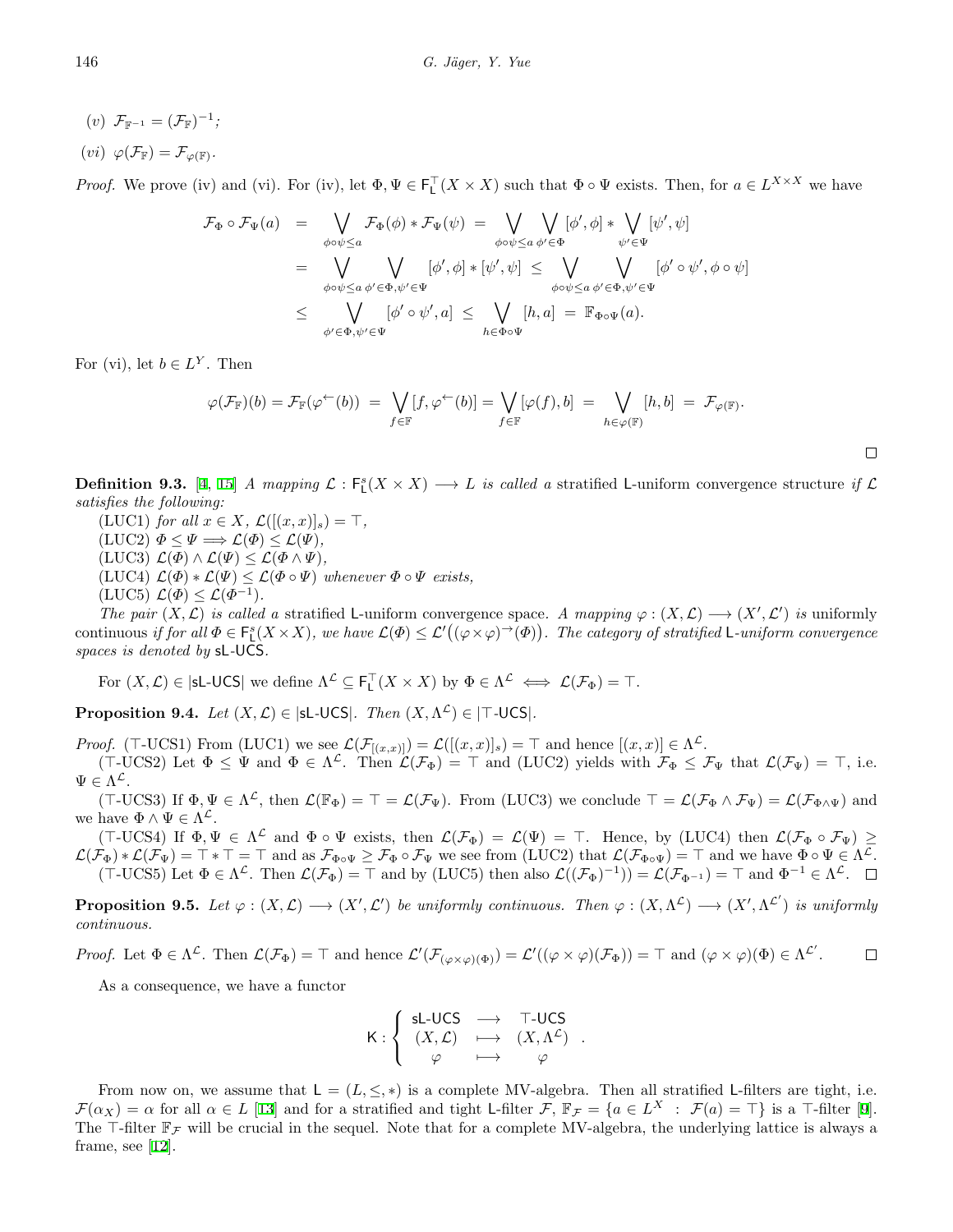(v) $\mathcal{F}_{\mathbb{F}^{-1}} = (\mathcal{F}_{\mathbb{F}})^{-1}$;

(vi) $\varphi(\mathcal{F}_{\mathbb{F}}) = \mathcal{F}_{\varphi(\mathbb{F})}$.

*Proof.* We prove (iv) and (vi). For (iv), let $\Phi, \Psi \in \mathsf{F}^{\top}_{\mathsf{L}}(X \times X)$ such that $\Phi \circ \Psi$ exists. Then, for $a \in L^{X \times X}$ we have

$$
\begin{aligned}
\mathcal{F}_{\Phi} \circ \mathcal{F}_{\Psi}(a) &= \bigvee_{\phi \circ \psi \leq a} \mathcal{F}_{\Phi}(\phi) * \mathcal{F}_{\Psi}(\psi) \;=\; \bigvee_{\phi \circ \psi \leq a} \bigvee_{\phi' \in \Phi} [\phi', \phi] * \bigvee_{\psi' \in \Psi} [\psi', \psi] \\
&= \bigvee_{\phi \circ \psi \leq a} \bigvee_{\phi' \in \Phi, \psi' \in \Psi} [\phi', \phi] * [\psi', \psi] \;\leq\; \bigvee_{\phi \circ \psi \leq a} \bigvee_{\phi' \in \Phi, \psi' \in \Psi} [\phi' \circ \psi', \phi \circ \psi] \\
&\leq \bigvee_{\phi' \in \Phi, \psi' \in \Psi} [\phi' \circ \psi', a] \;\leq\; \bigvee_{h \in \Phi \circ \Psi} [h, a] \;=\; \mathbb{F}_{\Phi \circ \Psi}(a).
\end{aligned}
$$

For (vi), let $b \in L^Y$. Then

$$
\varphi(\mathcal{F}_{\mathbb{F}})(b) = \mathcal{F}_{\mathbb{F}}(\varphi^{\leftarrow}(b)) \;=\; \bigvee_{f \in \mathbb{F}} [f, \varphi^{\leftarrow}(b)] = \bigvee_{f \in \mathbb{F}} [\varphi(f), b] \;=\; \bigvee_{h \in \varphi(\mathbb{F})} [h, b] \;=\; \mathcal{F}_{\varphi(\mathbb{F})}.
$$

□

**Definition 9.3.** [4, 15] *A mapping $\mathcal{L} : \mathsf{F}^s_{\mathsf{L}}(X \times X) \longrightarrow L$ is called a* stratified $\mathsf{L}$-uniform convergence structure *if $\mathcal{L}$ satisfies the following:*

(LUC1) *for all $x \in X$, $\mathcal{L}([(x,x)]_s) = \top$,*
(LUC2) *$\Phi \leq \Psi \Longrightarrow \mathcal{L}(\Phi) \leq \mathcal{L}(\Psi)$,*
(LUC3) *$\mathcal{L}(\Phi) \wedge \mathcal{L}(\Psi) \leq \mathcal{L}(\Phi \wedge \Psi)$,*
(LUC4) *$\mathcal{L}(\Phi) * \mathcal{L}(\Psi) \leq \mathcal{L}(\Phi \circ \Psi)$ whenever $\Phi \circ \Psi$ exists,*
(LUC5) *$\mathcal{L}(\Phi) \leq \mathcal{L}(\Phi^{-1})$.*

*The pair $(X, \mathcal{L})$ is called a* stratified $\mathsf{L}$-uniform convergence space. *A mapping $\varphi : (X, \mathcal{L}) \longrightarrow (X', \mathcal{L}')$ is* uniformly continuous *if for all $\Phi \in \mathsf{F}^s_{\mathsf{L}}(X \times X)$, we have $\mathcal{L}(\Phi) \leq \mathcal{L}'\big((\varphi \times \varphi)^{\rightarrow}(\Phi)\big)$. The category of stratified $\mathsf{L}$-uniform convergence spaces is denoted by $\mathsf{sL\text{-}UCS}$.*

For $(X, \mathcal{L}) \in |\mathsf{sL\text{-}UCS}|$ we define $\Lambda^{\mathcal{L}} \subseteq \mathsf{F}^{\top}_{\mathsf{L}}(X \times X)$ by $\Phi \in \Lambda^{\mathcal{L}} \iff \mathcal{L}(\mathcal{F}_{\Phi}) = \top$.

**Proposition 9.4.** *Let $(X, \mathcal{L}) \in |\mathsf{sL\text{-}UCS}|$. Then $(X, \Lambda^{\mathcal{L}}) \in |\top\text{-}\mathsf{UCS}|$.*

*Proof.* ($\top$-UCS1) From (LUC1) we see $\mathcal{L}(\mathcal{F}_{[(x,x)]}) = \mathcal{L}([(x,x)]_s) = \top$ and hence $[(x,x)] \in \Lambda^{\mathcal{L}}$.

($\top$-UCS2) Let $\Phi \leq \Psi$ and $\Phi \in \Lambda^{\mathcal{L}}$. Then $\mathcal{L}(\mathcal{F}_{\Phi}) = \top$ and (LUC2) yields with $\mathcal{F}_{\Phi} \leq \mathcal{F}_{\Psi}$ that $\mathcal{L}(\mathcal{F}_{\Psi}) = \top$, i.e. $\Psi \in \Lambda^{\mathcal{L}}$.

($\top$-UCS3) If $\Phi, \Psi \in \Lambda^{\mathcal{L}}$, then $\mathcal{L}(\mathbb{F}_{\Phi}) = \top = \mathcal{L}(\mathcal{F}_{\Psi})$. From (LUC3) we conclude $\top = \mathcal{L}(\mathcal{F}_{\Phi} \wedge \mathcal{F}_{\Psi}) = \mathcal{L}(\mathcal{F}_{\Phi \wedge \Psi})$ and we have $\Phi \wedge \Psi \in \Lambda^{\mathcal{L}}$.

($\top$-UCS4) If $\Phi, \Psi \in \Lambda^{\mathcal{L}}$ and $\Phi \circ \Psi$ exists, then $\mathcal{L}(\mathcal{F}_{\Phi}) = \mathcal{L}(\Psi) = \top$. Hence, by (LUC4) then $\mathcal{L}(\mathcal{F}_{\Phi} \circ \mathcal{F}_{\Psi}) \geq \mathcal{L}(\mathcal{F}_{\Phi}) * \mathcal{L}(\mathcal{F}_{\Psi}) = \top * \top = \top$ and as $\mathcal{F}_{\Phi \circ \Psi} \geq \mathcal{F}_{\Phi} \circ \mathcal{F}_{\Psi}$ we see from (LUC2) that $\mathcal{L}(\mathcal{F}_{\Phi \circ \Psi}) = \top$ and we have $\Phi \circ \Psi \in \Lambda^{\mathcal{L}}$.

($\top$-UCS5) Let $\Phi \in \Lambda^{\mathcal{L}}$. Then $\mathcal{L}(\mathcal{F}_{\Phi}) = \top$ and by (LUC5) then also $\mathcal{L}((\mathcal{F}_{\Phi})^{-1})) = \mathcal{L}(\mathcal{F}_{\Phi^{-1}}) = \top$ and $\Phi^{-1} \in \Lambda^{\mathcal{L}}$. □

**Proposition 9.5.** *Let $\varphi : (X, \mathcal{L}) \longrightarrow (X', \mathcal{L}')$ be uniformly continuous. Then $\varphi : (X, \Lambda^{\mathcal{L}}) \longrightarrow (X', \Lambda^{\mathcal{L}'})$ is uniformly continuous.*

*Proof.* Let $\Phi \in \Lambda^{\mathcal{L}}$. Then $\mathcal{L}(\mathcal{F}_{\Phi}) = \top$ and hence $\mathcal{L}'(\mathcal{F}_{(\varphi \times \varphi)(\Phi)}) = \mathcal{L}'((\varphi \times \varphi)(\mathcal{F}_{\Phi})) = \top$ and $(\varphi \times \varphi)(\Phi) \in \Lambda^{\mathcal{L}'}$. □

As a consequence, we have a functor

$$
\mathsf{K} : \left\{ \begin{array}{ccc} \mathsf{sL\text{-}UCS} & \longrightarrow & \top\text{-}\mathsf{UCS} \\ (X, \mathcal{L}) & \longmapsto & (X, \Lambda^{\mathcal{L}}) \\ \varphi & \longmapsto & \varphi \end{array} \right. .
$$

From now on, we assume that $\mathsf{L} = (L, \leq, *)$ is a complete MV-algebra. Then all stratified $\mathsf{L}$-filters are tight, i.e. $\mathcal{F}(\alpha_X) = \alpha$ for all $\alpha \in L$ [13] and for a stratified and tight $\mathsf{L}$-filter $\mathcal{F}$, $\mathbb{F}_{\mathcal{F}} = \{a \in L^X \;:\; \mathcal{F}(a) = \top\}$ is a $\top$-filter [9]. The $\top$-filter $\mathbb{F}_{\mathcal{F}}$ will be crucial in the sequel. Note that for a complete MV-algebra, the underlying lattice is always a frame, see [12].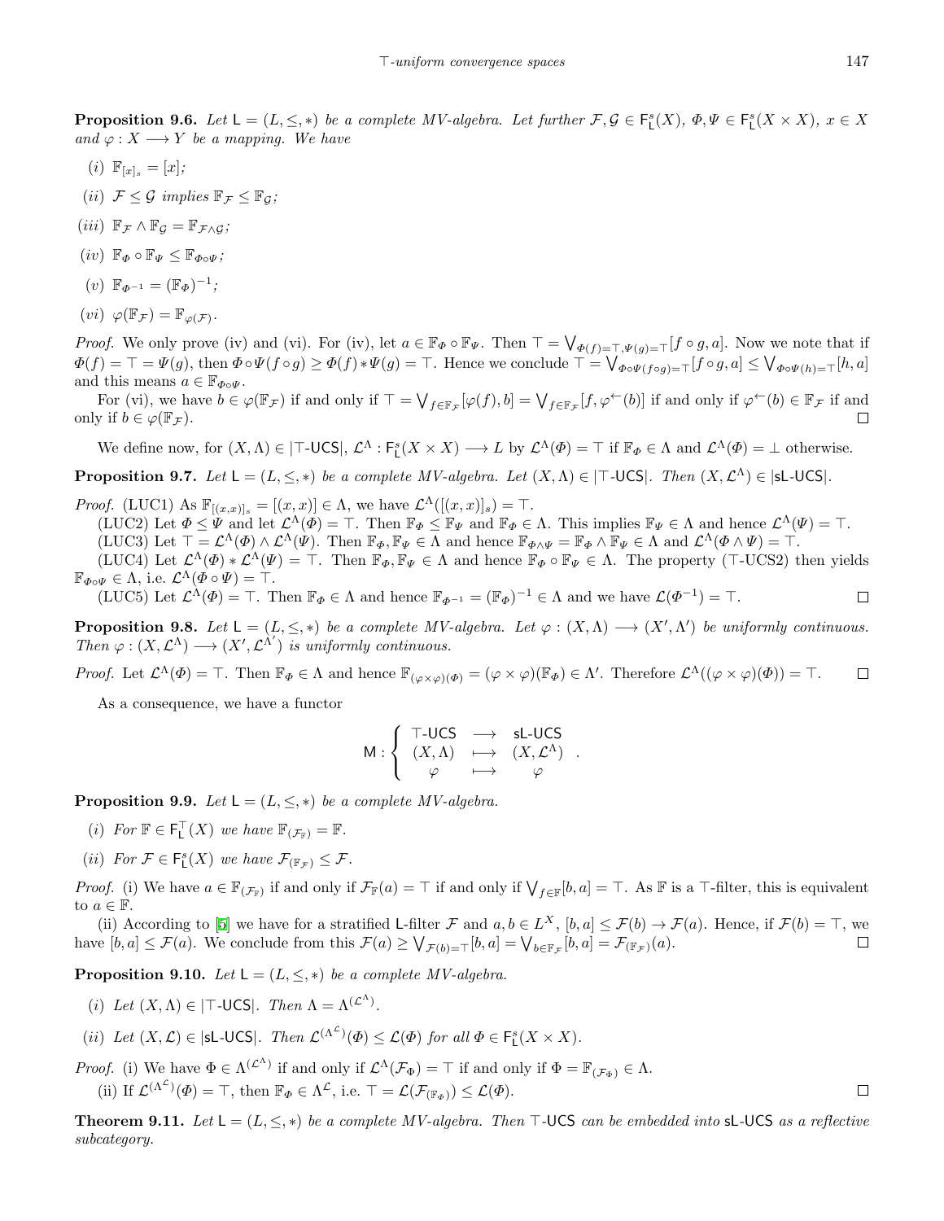**Proposition 9.6.** *Let $\mathsf{L} = (L, \leq, *)$ be a complete MV-algebra. Let further $\mathcal{F}, \mathcal{G} \in \mathsf{F}^s_{\mathsf{L}}(X)$, $\Phi, \Psi \in \mathsf{F}^s_{\mathsf{L}}(X \times X)$, $x \in X$ and $\varphi : X \longrightarrow Y$ be a mapping. We have*

*(i)* $\mathbb{F}_{[x]_s} = [x]$;

*(ii)* $\mathcal{F} \leq \mathcal{G}$ *implies* $\mathbb{F}_{\mathcal{F}} \leq \mathbb{F}_{\mathcal{G}}$;

*(iii)* $\mathbb{F}_{\mathcal{F}} \wedge \mathbb{F}_{\mathcal{G}} = \mathbb{F}_{\mathcal{F} \wedge \mathcal{G}}$;

*(iv)* $\mathbb{F}_{\Phi} \circ \mathbb{F}_{\Psi} \leq \mathbb{F}_{\Phi \circ \Psi}$;

*(v)* $\mathbb{F}_{\Phi^{-1}} = (\mathbb{F}_{\Phi})^{-1}$;

*(vi)* $\varphi(\mathbb{F}_{\mathcal{F}}) = \mathbb{F}_{\varphi(\mathcal{F})}$.

*Proof.* We only prove (iv) and (vi). For (iv), let $a \in \mathbb{F}_{\Phi} \circ \mathbb{F}_{\Psi}$. Then $\top = \bigvee_{\Phi(f)=\top, \Psi(g)=\top} [f \circ g, a]$. Now we note that if $\Phi(f) = \top = \Psi(g)$, then $\Phi \circ \Psi(f \circ g) \geq \Phi(f) * \Psi(g) = \top$. Hence we conclude $\top = \bigvee_{\Phi \circ \Psi(f \circ g)=\top} [f \circ g, a] \leq \bigvee_{\Phi \circ \Psi(h)=\top} [h, a]$ and this means $a \in \mathbb{F}_{\Phi \circ \Psi}$.

For (vi), we have $b \in \varphi(\mathbb{F}_{\mathcal{F}})$ if and only if $\top = \bigvee_{f \in \mathbb{F}_{\mathcal{F}}} [\varphi(f), b] = \bigvee_{f \in \mathbb{F}_{\mathcal{F}}} [f, \varphi^{\leftarrow}(b)]$ if and only if $\varphi^{\leftarrow}(b) \in \mathbb{F}_{\mathcal{F}}$ if and only if $b \in \varphi(\mathbb{F}_{\mathcal{F}})$. □

We define now, for $(X, \Lambda) \in |\top\text{-}\mathsf{UCS}|$, $\mathcal{L}^{\Lambda} : \mathsf{F}^s_{\mathsf{L}}(X \times X) \longrightarrow L$ by $\mathcal{L}^{\Lambda}(\Phi) = \top$ if $\mathbb{F}_{\Phi} \in \Lambda$ and $\mathcal{L}^{\Lambda}(\Phi) = \bot$ otherwise.

**Proposition 9.7.** *Let $\mathsf{L} = (L, \leq, *)$ be a complete MV-algebra. Let $(X, \Lambda) \in |\top\text{-}\mathsf{UCS}|$. Then $(X, \mathcal{L}^{\Lambda}) \in |\mathsf{sL}\text{-}\mathsf{UCS}|$.*

*Proof.* (LUC1) As $\mathbb{F}_{[(x,x)]_s} = [(x, x)] \in \Lambda$, we have $\mathcal{L}^{\Lambda}([(x, x)]_s) = \top$.

(LUC2) Let $\Phi \leq \Psi$ and let $\mathcal{L}^{\Lambda}(\Phi) = \top$. Then $\mathbb{F}_{\Phi} \leq \mathbb{F}_{\Psi}$ and $\mathbb{F}_{\Phi} \in \Lambda$. This implies $\mathbb{F}_{\Psi} \in \Lambda$ and hence $\mathcal{L}^{\Lambda}(\Psi) = \top$.

(LUC3) Let $\top = \mathcal{L}^{\Lambda}(\Phi) \wedge \mathcal{L}^{\Lambda}(\Psi)$. Then $\mathbb{F}_{\Phi}, \mathbb{F}_{\Psi} \in \Lambda$ and hence $\mathbb{F}_{\Phi \wedge \Psi} = \mathbb{F}_{\Phi} \wedge \mathbb{F}_{\Psi} \in \Lambda$ and $\mathcal{L}^{\Lambda}(\Phi \wedge \Psi) = \top$.

(LUC4) Let $\mathcal{L}^{\Lambda}(\Phi) * \mathcal{L}^{\Lambda}(\Psi) = \top$. Then $\mathbb{F}_{\Phi}, \mathbb{F}_{\Psi} \in \Lambda$ and hence $\mathbb{F}_{\Phi} \circ \mathbb{F}_{\Psi} \in \Lambda$. The property ($\top$-UCS2) then yields $\mathbb{F}_{\Phi \circ \Psi} \in \Lambda$, i.e. $\mathcal{L}^{\Lambda}(\Phi \circ \Psi) = \top$.

(LUC5) Let $\mathcal{L}^{\Lambda}(\Phi) = \top$. Then $\mathbb{F}_{\Phi} \in \Lambda$ and hence $\mathbb{F}_{\Phi^{-1}} = (\mathbb{F}_{\Phi})^{-1} \in \Lambda$ and we have $\mathcal{L}(\Phi^{-1}) = \top$. □

**Proposition 9.8.** *Let $\mathsf{L} = (L, \leq, *)$ be a complete MV-algebra. Let $\varphi : (X, \Lambda) \longrightarrow (X', \Lambda')$ be uniformly continuous. Then $\varphi : (X, \mathcal{L}^{\Lambda}) \longrightarrow (X', \mathcal{L}^{\Lambda'})$ is uniformly continuous.*

*Proof.* Let $\mathcal{L}^{\Lambda}(\Phi) = \top$. Then $\mathbb{F}_{\Phi} \in \Lambda$ and hence $\mathbb{F}_{(\varphi \times \varphi)(\Phi)} = (\varphi \times \varphi)(\mathbb{F}_{\Phi}) \in \Lambda'$. Therefore $\mathcal{L}^{\Lambda}((\varphi \times \varphi)(\Phi)) = \top$. □

As a consequence, we have a functor

$$\mathsf{M} : \begin{cases} \top\text{-}\mathsf{UCS} & \longrightarrow & \mathsf{sL}\text{-}\mathsf{UCS} \\ (X, \Lambda) & \longmapsto & (X, \mathcal{L}^{\Lambda}) \\ \varphi & \longmapsto & \varphi \end{cases}.$$

**Proposition 9.9.** *Let $\mathsf{L} = (L, \leq, *)$ be a complete MV-algebra.*

*(i) For $\mathbb{F} \in \mathsf{F}^{\top}_{\mathsf{L}}(X)$ we have $\mathbb{F}_{(\mathcal{F}_{\mathbb{F}})} = \mathbb{F}$.*

*(ii) For $\mathcal{F} \in \mathsf{F}^s_{\mathsf{L}}(X)$ we have $\mathcal{F}_{(\mathbb{F}_{\mathcal{F}})} \leq \mathcal{F}$.*

*Proof.* (i) We have $a \in \mathbb{F}_{(\mathcal{F}_{\mathbb{F}})}$ if and only if $\mathcal{F}_{\mathbb{F}}(a) = \top$ if and only if $\bigvee_{f \in \mathbb{F}} [b, a] = \top$. As $\mathbb{F}$ is a $\top$-filter, this is equivalent to $a \in \mathbb{F}$.

(ii) According to [5] we have for a stratified $\mathsf{L}$-filter $\mathcal{F}$ and $a, b \in L^X$, $[b, a] \leq \mathcal{F}(b) \to \mathcal{F}(a)$. Hence, if $\mathcal{F}(b) = \top$, we have $[b, a] \leq \mathcal{F}(a)$. We conclude from this $\mathcal{F}(a) \geq \bigvee_{\mathcal{F}(b)=\top} [b, a] = \bigvee_{b \in \mathbb{F}_{\mathcal{F}}} [b, a] = \mathcal{F}_{(\mathbb{F}_{\mathcal{F}})}(a)$. □

**Proposition 9.10.** *Let $\mathsf{L} = (L, \leq, *)$ be a complete MV-algebra.*

*(i) Let $(X, \Lambda) \in |\top\text{-}\mathsf{UCS}|$. Then $\Lambda = \Lambda^{(\mathcal{L}^{\Lambda})}$.*

*(ii) Let $(X, \mathcal{L}) \in |\mathsf{sL}\text{-}\mathsf{UCS}|$. Then $\mathcal{L}^{(\Lambda^{\mathcal{L}})}(\Phi) \leq \mathcal{L}(\Phi)$ for all $\Phi \in \mathsf{F}^s_{\mathsf{L}}(X \times X)$.*

*Proof.* (i) We have $\Phi \in \Lambda^{(\mathcal{L}^{\Lambda})}$ if and only if $\mathcal{L}^{\Lambda}(\mathcal{F}_{\Phi}) = \top$ if and only if $\Phi = \mathbb{F}_{(\mathcal{F}_{\Phi})} \in \Lambda$.

(ii) If $\mathcal{L}^{(\Lambda^{\mathcal{L}})}(\Phi) = \top$, then $\mathbb{F}_{\Phi} \in \Lambda^{\mathcal{L}}$, i.e. $\top = \mathcal{L}(\mathcal{F}_{(\mathbb{F}_{\Phi})}) \leq \mathcal{L}(\Phi)$. □

**Theorem 9.11.** *Let $\mathsf{L} = (L, \leq, *)$ be a complete MV-algebra. Then $\top$-$\mathsf{UCS}$ can be embedded into $\mathsf{sL}$-$\mathsf{UCS}$ as a reflective subcategory.*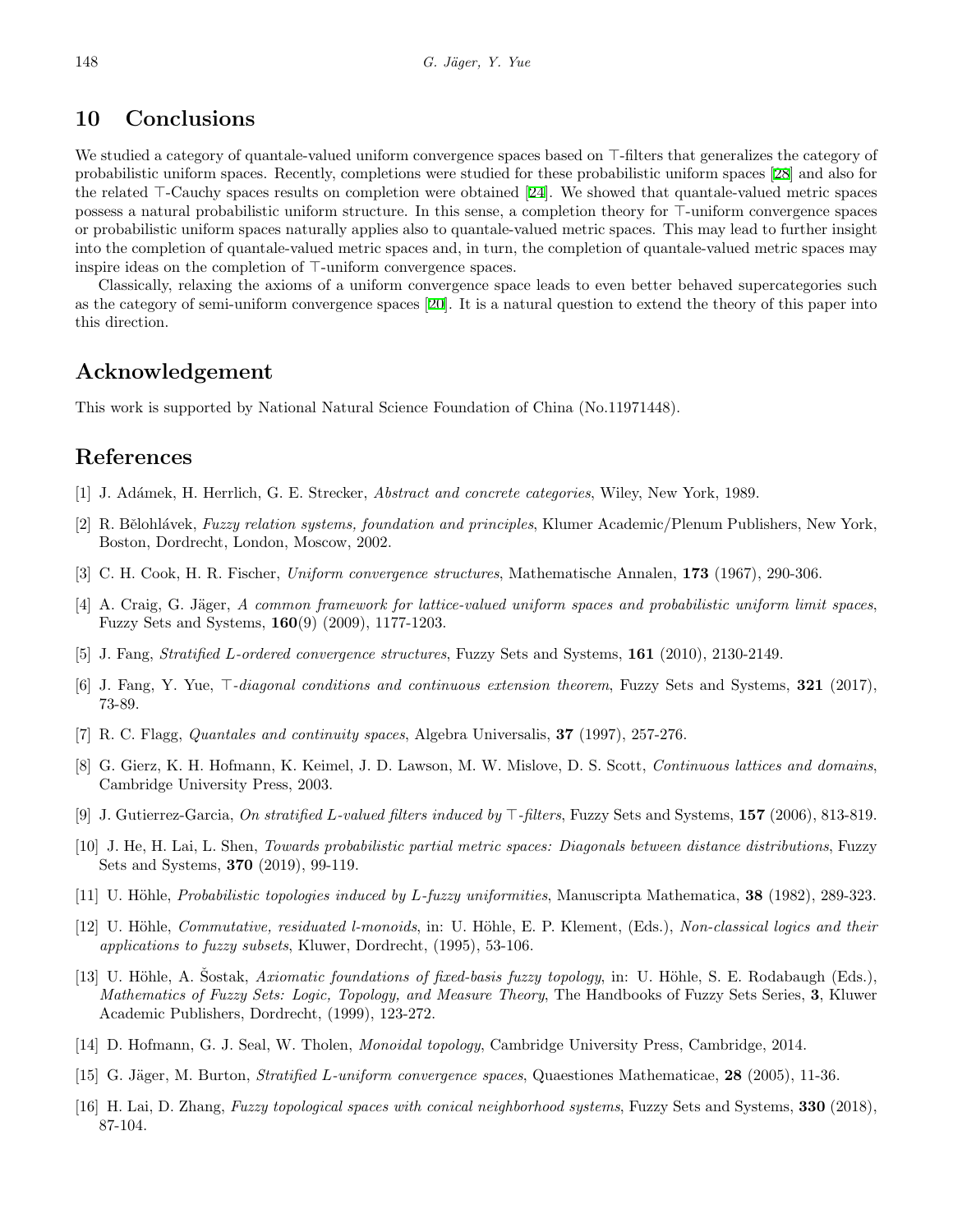## 10 Conclusions

We studied a category of quantale-valued uniform convergence spaces based on $\top$-filters that generalizes the category of probabilistic uniform spaces. Recently, completions were studied for these probabilistic uniform spaces [28] and also for the related $\top$-Cauchy spaces results on completion were obtained [24]. We showed that quantale-valued metric spaces possess a natural probabilistic uniform structure. In this sense, a completion theory for $\top$-uniform convergence spaces or probabilistic uniform spaces naturally applies also to quantale-valued metric spaces. This may lead to further insight into the completion of quantale-valued metric spaces and, in turn, the completion of quantale-valued metric spaces may inspire ideas on the completion of $\top$-uniform convergence spaces.

Classically, relaxing the axioms of a uniform convergence space leads to even better behaved supercategories such as the category of semi-uniform convergence spaces [20]. It is a natural question to extend the theory of this paper into this direction.

## Acknowledgement

This work is supported by National Natural Science Foundation of China (No.11971448).

## References

[1] J. Adámek, H. Herrlich, G. E. Strecker, *Abstract and concrete categories*, Wiley, New York, 1989.

[2] R. Bělohlávek, *Fuzzy relation systems, foundation and principles*, Klumer Academic/Plenum Publishers, New York, Boston, Dordrecht, London, Moscow, 2002.

[3] C. H. Cook, H. R. Fischer, *Uniform convergence structures*, Mathematische Annalen, **173** (1967), 290-306.

[4] A. Craig, G. Jäger, *A common framework for lattice-valued uniform spaces and probabilistic uniform limit spaces*, Fuzzy Sets and Systems, **160**(9) (2009), 1177-1203.

[5] J. Fang, *Stratified L-ordered convergence structures*, Fuzzy Sets and Systems, **161** (2010), 2130-2149.

[6] J. Fang, Y. Yue, *⊤-diagonal conditions and continuous extension theorem*, Fuzzy Sets and Systems, **321** (2017), 73-89.

[7] R. C. Flagg, *Quantales and continuity spaces*, Algebra Universalis, **37** (1997), 257-276.

[8] G. Gierz, K. H. Hofmann, K. Keimel, J. D. Lawson, M. W. Mislove, D. S. Scott, *Continuous lattices and domains*, Cambridge University Press, 2003.

[9] J. Gutierrez-Garcia, *On stratified L-valued filters induced by ⊤-filters*, Fuzzy Sets and Systems, **157** (2006), 813-819.

[10] J. He, H. Lai, L. Shen, *Towards probabilistic partial metric spaces: Diagonals between distance distributions*, Fuzzy Sets and Systems, **370** (2019), 99-119.

[11] U. Höhle, *Probabilistic topologies induced by L-fuzzy uniformities*, Manuscripta Mathematica, **38** (1982), 289-323.

[12] U. Höhle, *Commutative, residuated l-monoids*, in: U. Höhle, E. P. Klement, (Eds.), *Non-classical logics and their applications to fuzzy subsets*, Kluwer, Dordrecht, (1995), 53-106.

[13] U. Höhle, A. Šostak, *Axiomatic foundations of fixed-basis fuzzy topology*, in: U. Höhle, S. E. Rodabaugh (Eds.), *Mathematics of Fuzzy Sets: Logic, Topology, and Measure Theory*, The Handbooks of Fuzzy Sets Series, **3**, Kluwer Academic Publishers, Dordrecht, (1999), 123-272.

[14] D. Hofmann, G. J. Seal, W. Tholen, *Monoidal topology*, Cambridge University Press, Cambridge, 2014.

[15] G. Jäger, M. Burton, *Stratified L-uniform convergence spaces*, Quaestiones Mathematicae, **28** (2005), 11-36.

[16] H. Lai, D. Zhang, *Fuzzy topological spaces with conical neighborhood systems*, Fuzzy Sets and Systems, **330** (2018), 87-104.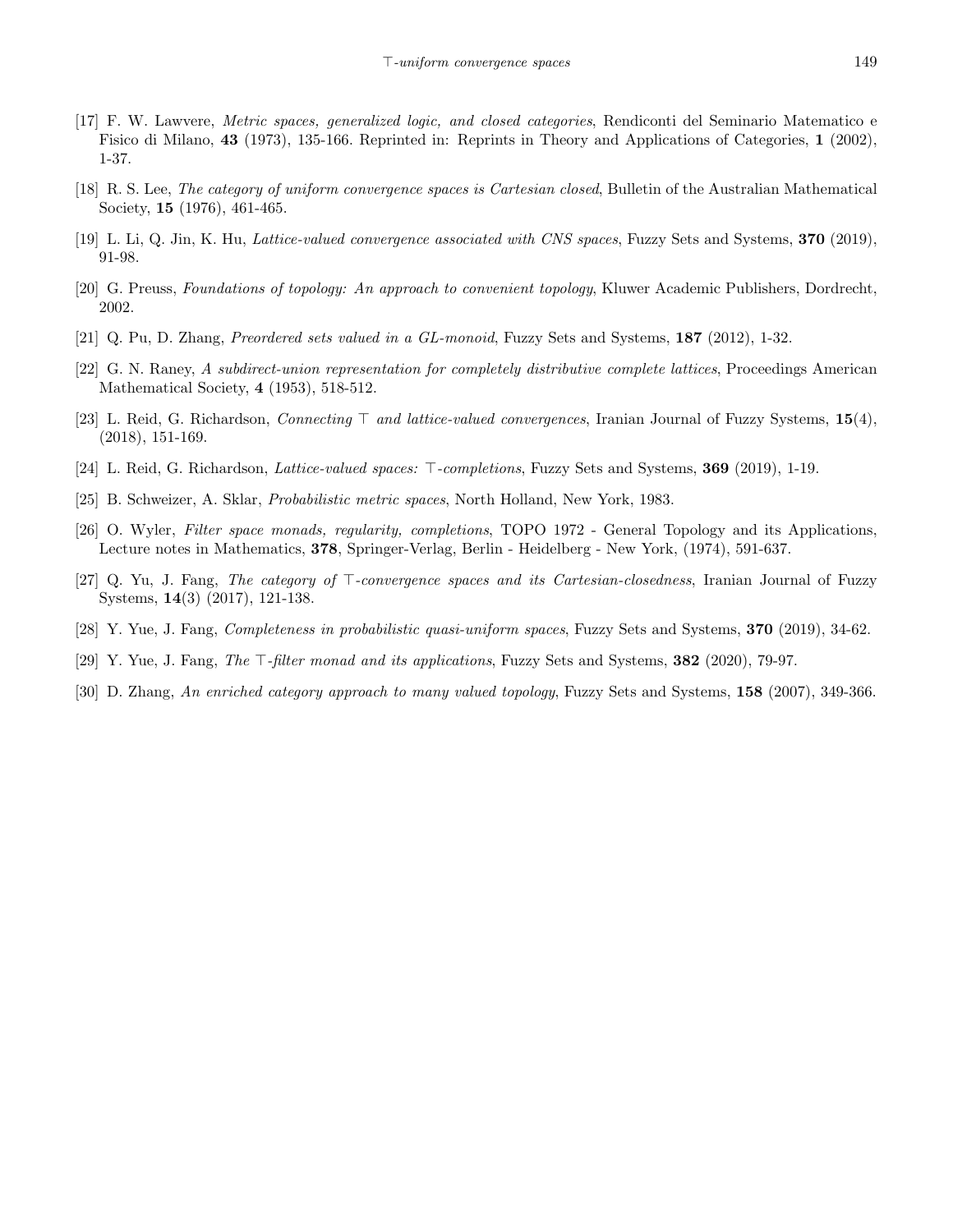[17] F. W. Lawvere, *Metric spaces, generalized logic, and closed categories*, Rendiconti del Seminario Matematico e Fisico di Milano, **43** (1973), 135-166. Reprinted in: Reprints in Theory and Applications of Categories, **1** (2002), 1-37.

[18] R. S. Lee, *The category of uniform convergence spaces is Cartesian closed*, Bulletin of the Australian Mathematical Society, **15** (1976), 461-465.

[19] L. Li, Q. Jin, K. Hu, *Lattice-valued convergence associated with CNS spaces*, Fuzzy Sets and Systems, **370** (2019), 91-98.

[20] G. Preuss, *Foundations of topology: An approach to convenient topology*, Kluwer Academic Publishers, Dordrecht, 2002.

[21] Q. Pu, D. Zhang, *Preordered sets valued in a GL-monoid*, Fuzzy Sets and Systems, **187** (2012), 1-32.

[22] G. N. Raney, *A subdirect-union representation for completely distributive complete lattices*, Proceedings American Mathematical Society, **4** (1953), 518-512.

[23] L. Reid, G. Richardson, *Connecting $\top$ and lattice-valued convergences*, Iranian Journal of Fuzzy Systems, **15**(4), (2018), 151-169.

[24] L. Reid, G. Richardson, *Lattice-valued spaces: $\top$-completions*, Fuzzy Sets and Systems, **369** (2019), 1-19.

[25] B. Schweizer, A. Sklar, *Probabilistic metric spaces*, North Holland, New York, 1983.

[26] O. Wyler, *Filter space monads, regularity, completions*, TOPO 1972 - General Topology and its Applications, Lecture notes in Mathematics, **378**, Springer-Verlag, Berlin - Heidelberg - New York, (1974), 591-637.

[27] Q. Yu, J. Fang, *The category of $\top$-convergence spaces and its Cartesian-closedness*, Iranian Journal of Fuzzy Systems, **14**(3) (2017), 121-138.

[28] Y. Yue, J. Fang, *Completeness in probabilistic quasi-uniform spaces*, Fuzzy Sets and Systems, **370** (2019), 34-62.

[29] Y. Yue, J. Fang, *The $\top$-filter monad and its applications*, Fuzzy Sets and Systems, **382** (2020), 79-97.

[30] D. Zhang, *An enriched category approach to many valued topology*, Fuzzy Sets and Systems, **158** (2007), 349-366.